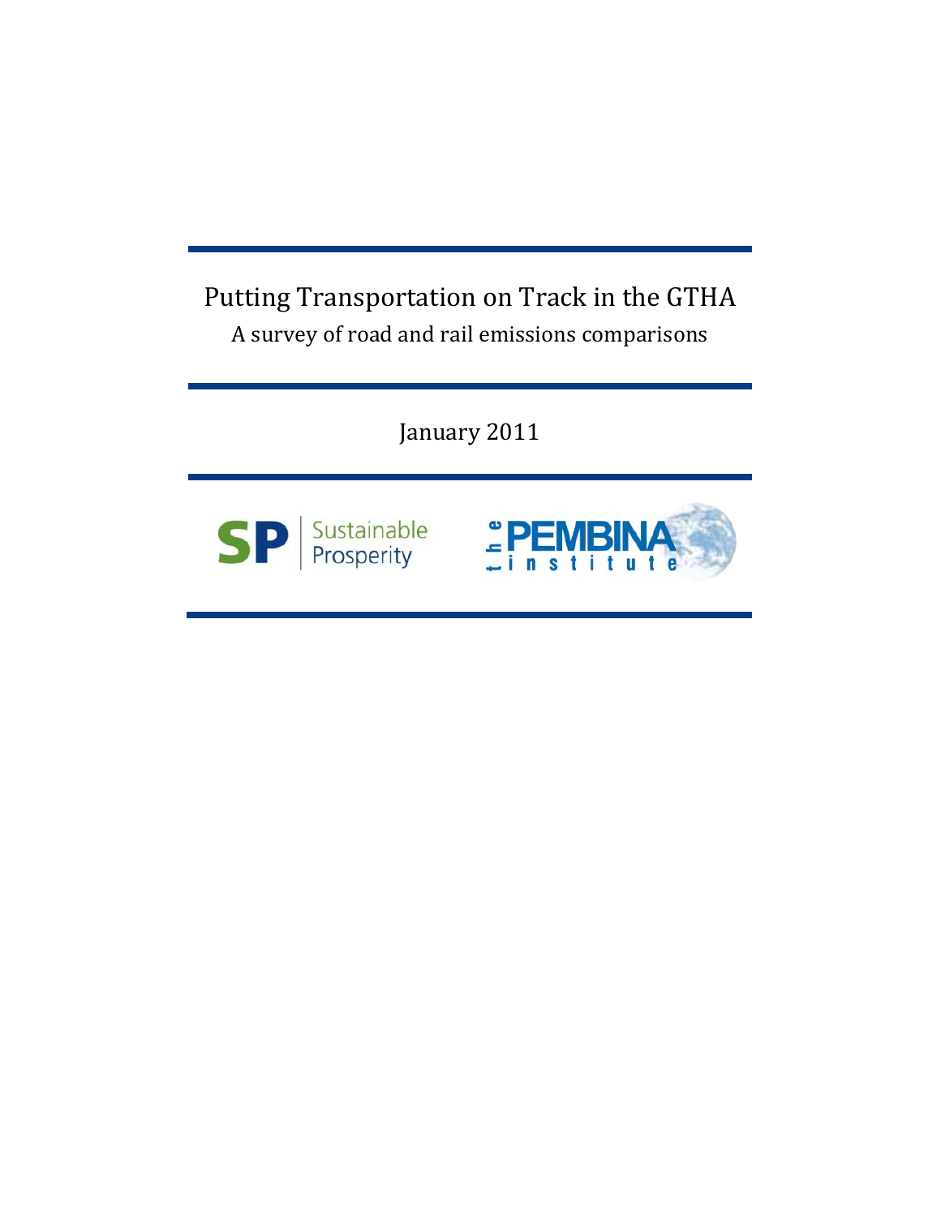# Putting Transportation on Track in the GTHA

A survey of road and rail emissions comparisons

January 2011

SP | Sustainable Prosperity

the PEMBINA institute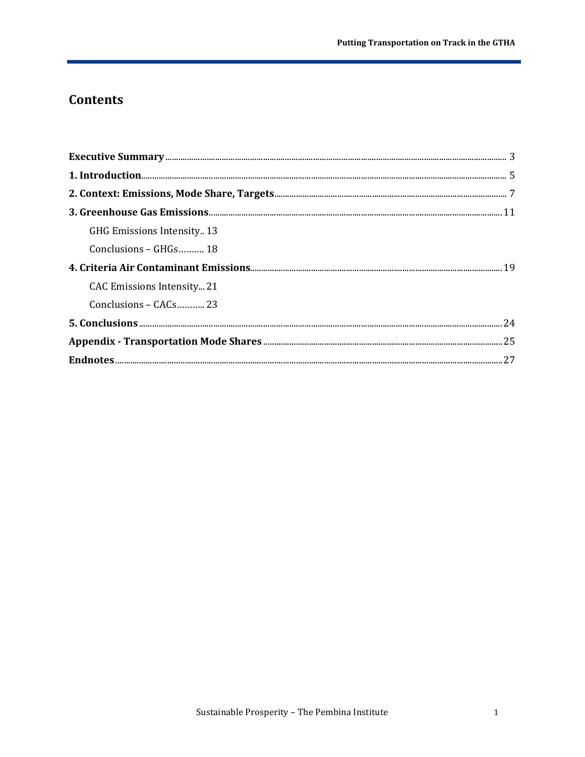# Contents

**Executive Summary** ........ 3

**1. Introduction** ........ 5

**2. Context: Emissions, Mode Share, Targets** ........ 7

**3. Greenhouse Gas Emissions** ........ 11

- GHG Emissions Intensity.. 13
- Conclusions – GHGs………. 18

**4. Criteria Air Contaminant Emissions** ........ 19

- CAC Emissions Intensity... 21
- Conclusions – CACs……….. 23

**5. Conclusions** ........ 24

**Appendix - Transportation Mode Shares** ........ 25

**Endnotes** ........ 27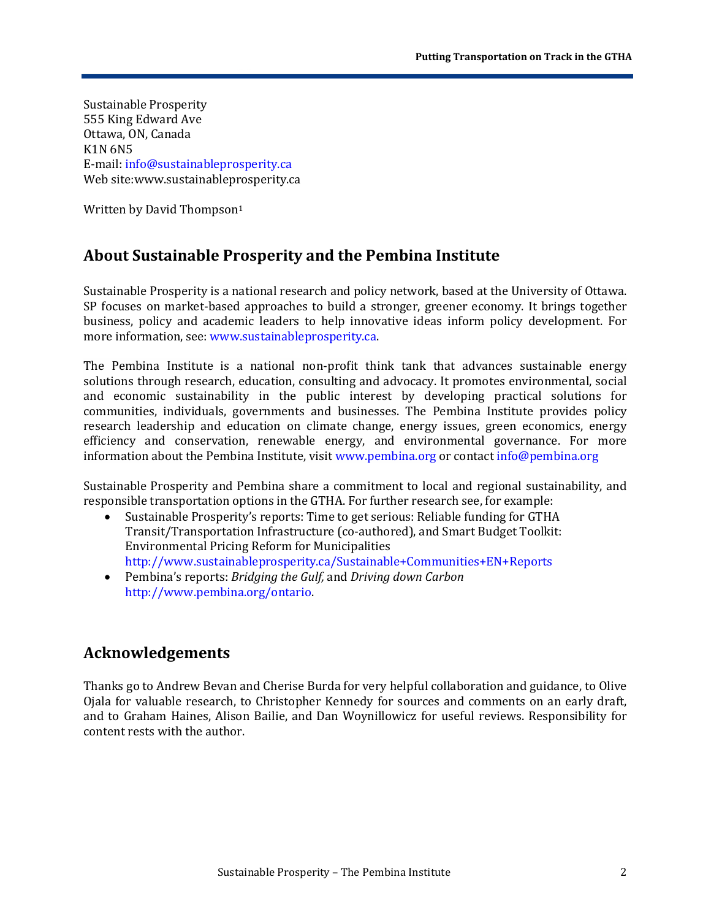Sustainable Prosperity
555 King Edward Ave
Ottawa, ON, Canada
K1N 6N5
E-mail: info@sustainableprosperity.ca
Web site:www.sustainableprosperity.ca

Written by David Thompson[1]

## About Sustainable Prosperity and the Pembina Institute

Sustainable Prosperity is a national research and policy network, based at the University of Ottawa. SP focuses on market-based approaches to build a stronger, greener economy. It brings together business, policy and academic leaders to help innovative ideas inform policy development. For more information, see: www.sustainableprosperity.ca.

The Pembina Institute is a national non-profit think tank that advances sustainable energy solutions through research, education, consulting and advocacy. It promotes environmental, social and economic sustainability in the public interest by developing practical solutions for communities, individuals, governments and businesses. The Pembina Institute provides policy research leadership and education on climate change, energy issues, green economics, energy efficiency and conservation, renewable energy, and environmental governance. For more information about the Pembina Institute, visit www.pembina.org or contact info@pembina.org

Sustainable Prosperity and Pembina share a commitment to local and regional sustainability, and responsible transportation options in the GTHA. For further research see, for example:

- Sustainable Prosperity's reports: Time to get serious: Reliable funding for GTHA Transit/Transportation Infrastructure (co-authored), and Smart Budget Toolkit: Environmental Pricing Reform for Municipalities http://www.sustainableprosperity.ca/Sustainable+Communities+EN+Reports
- Pembina's reports: *Bridging the Gulf,* and *Driving down Carbon* http://www.pembina.org/ontario.

## Acknowledgements

Thanks go to Andrew Bevan and Cherise Burda for very helpful collaboration and guidance, to Olive Ojala for valuable research, to Christopher Kennedy for sources and comments on an early draft, and to Graham Haines, Alison Bailie, and Dan Woynillowicz for useful reviews. Responsibility for content rests with the author.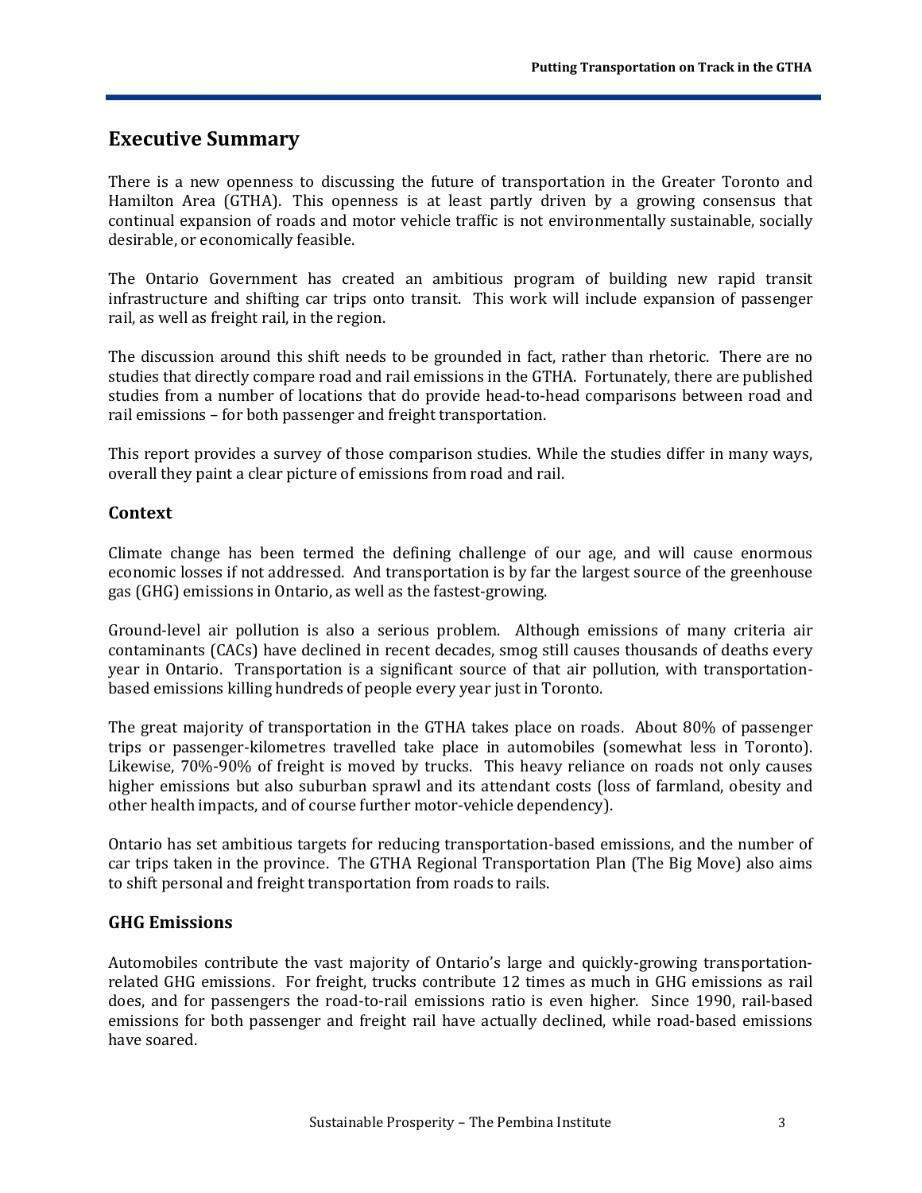## Executive Summary

There is a new openness to discussing the future of transportation in the Greater Toronto and Hamilton Area (GTHA). This openness is at least partly driven by a growing consensus that continual expansion of roads and motor vehicle traffic is not environmentally sustainable, socially desirable, or economically feasible.

The Ontario Government has created an ambitious program of building new rapid transit infrastructure and shifting car trips onto transit. This work will include expansion of passenger rail, as well as freight rail, in the region.

The discussion around this shift needs to be grounded in fact, rather than rhetoric. There are no studies that directly compare road and rail emissions in the GTHA. Fortunately, there are published studies from a number of locations that do provide head-to-head comparisons between road and rail emissions – for both passenger and freight transportation.

This report provides a survey of those comparison studies. While the studies differ in many ways, overall they paint a clear picture of emissions from road and rail.

### Context

Climate change has been termed the defining challenge of our age, and will cause enormous economic losses if not addressed. And transportation is by far the largest source of the greenhouse gas (GHG) emissions in Ontario, as well as the fastest-growing.

Ground-level air pollution is also a serious problem. Although emissions of many criteria air contaminants (CACs) have declined in recent decades, smog still causes thousands of deaths every year in Ontario. Transportation is a significant source of that air pollution, with transportation-based emissions killing hundreds of people every year just in Toronto.

The great majority of transportation in the GTHA takes place on roads. About 80% of passenger trips or passenger-kilometres travelled take place in automobiles (somewhat less in Toronto). Likewise, 70%-90% of freight is moved by trucks. This heavy reliance on roads not only causes higher emissions but also suburban sprawl and its attendant costs (loss of farmland, obesity and other health impacts, and of course further motor-vehicle dependency).

Ontario has set ambitious targets for reducing transportation-based emissions, and the number of car trips taken in the province. The GTHA Regional Transportation Plan (The Big Move) also aims to shift personal and freight transportation from roads to rails.

### GHG Emissions

Automobiles contribute the vast majority of Ontario's large and quickly-growing transportation-related GHG emissions. For freight, trucks contribute 12 times as much in GHG emissions as rail does, and for passengers the road-to-rail emissions ratio is even higher. Since 1990, rail-based emissions for both passenger and freight rail have actually declined, while road-based emissions have soared.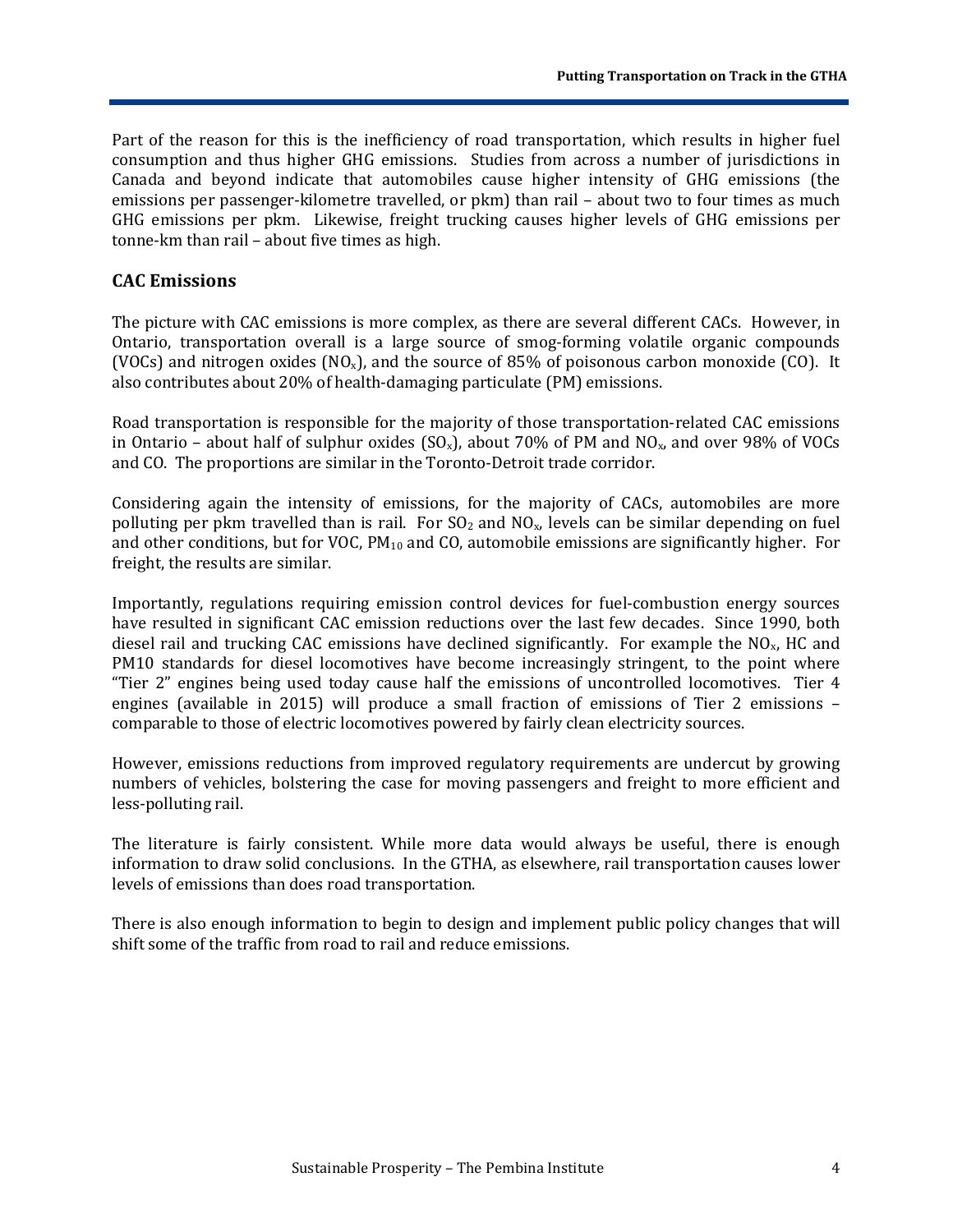Part of the reason for this is the inefficiency of road transportation, which results in higher fuel consumption and thus higher GHG emissions. Studies from across a number of jurisdictions in Canada and beyond indicate that automobiles cause higher intensity of GHG emissions (the emissions per passenger-kilometre travelled, or pkm) than rail – about two to four times as much GHG emissions per pkm. Likewise, freight trucking causes higher levels of GHG emissions per tonne-km than rail – about five times as high.

## CAC Emissions

The picture with CAC emissions is more complex, as there are several different CACs. However, in Ontario, transportation overall is a large source of smog-forming volatile organic compounds (VOCs) and nitrogen oxides ($NO_x$), and the source of 85% of poisonous carbon monoxide (CO). It also contributes about 20% of health-damaging particulate (PM) emissions.

Road transportation is responsible for the majority of those transportation-related CAC emissions in Ontario – about half of sulphur oxides ($SO_x$), about 70% of PM and $NO_x$, and over 98% of VOCs and CO. The proportions are similar in the Toronto-Detroit trade corridor.

Considering again the intensity of emissions, for the majority of CACs, automobiles are more polluting per pkm travelled than is rail. For $SO_2$ and $NO_x$, levels can be similar depending on fuel and other conditions, but for VOC, $PM_{10}$ and CO, automobile emissions are significantly higher. For freight, the results are similar.

Importantly, regulations requiring emission control devices for fuel-combustion energy sources have resulted in significant CAC emission reductions over the last few decades. Since 1990, both diesel rail and trucking CAC emissions have declined significantly. For example the $NO_x$, HC and PM10 standards for diesel locomotives have become increasingly stringent, to the point where "Tier 2" engines being used today cause half the emissions of uncontrolled locomotives. Tier 4 engines (available in 2015) will produce a small fraction of emissions of Tier 2 emissions – comparable to those of electric locomotives powered by fairly clean electricity sources.

However, emissions reductions from improved regulatory requirements are undercut by growing numbers of vehicles, bolstering the case for moving passengers and freight to more efficient and less-polluting rail.

The literature is fairly consistent. While more data would always be useful, there is enough information to draw solid conclusions. In the GTHA, as elsewhere, rail transportation causes lower levels of emissions than does road transportation.

There is also enough information to begin to design and implement public policy changes that will shift some of the traffic from road to rail and reduce emissions.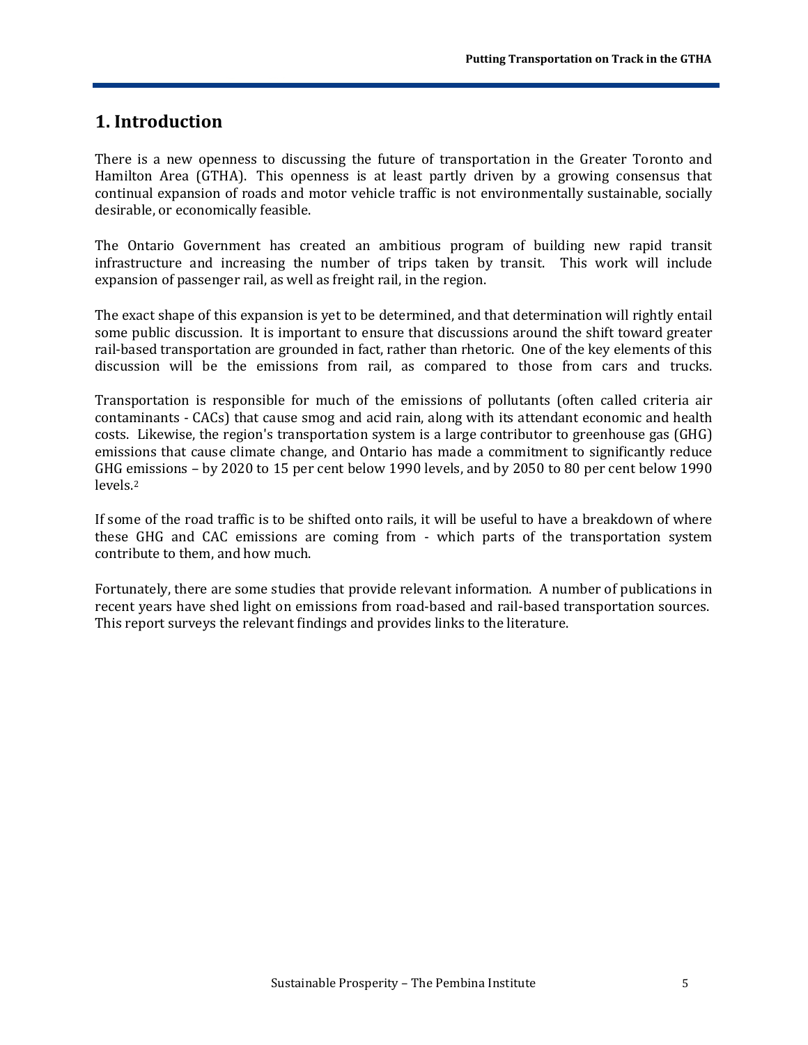# 1. Introduction

There is a new openness to discussing the future of transportation in the Greater Toronto and Hamilton Area (GTHA). This openness is at least partly driven by a growing consensus that continual expansion of roads and motor vehicle traffic is not environmentally sustainable, socially desirable, or economically feasible.

The Ontario Government has created an ambitious program of building new rapid transit infrastructure and increasing the number of trips taken by transit. This work will include expansion of passenger rail, as well as freight rail, in the region.

The exact shape of this expansion is yet to be determined, and that determination will rightly entail some public discussion. It is important to ensure that discussions around the shift toward greater rail-based transportation are grounded in fact, rather than rhetoric. One of the key elements of this discussion will be the emissions from rail, as compared to those from cars and trucks.

Transportation is responsible for much of the emissions of pollutants (often called criteria air contaminants - CACs) that cause smog and acid rain, along with its attendant economic and health costs. Likewise, the region's transportation system is a large contributor to greenhouse gas (GHG) emissions that cause climate change, and Ontario has made a commitment to significantly reduce GHG emissions – by 2020 to 15 per cent below 1990 levels, and by 2050 to 80 per cent below 1990 levels.[2]

If some of the road traffic is to be shifted onto rails, it will be useful to have a breakdown of where these GHG and CAC emissions are coming from - which parts of the transportation system contribute to them, and how much.

Fortunately, there are some studies that provide relevant information. A number of publications in recent years have shed light on emissions from road-based and rail-based transportation sources. This report surveys the relevant findings and provides links to the literature.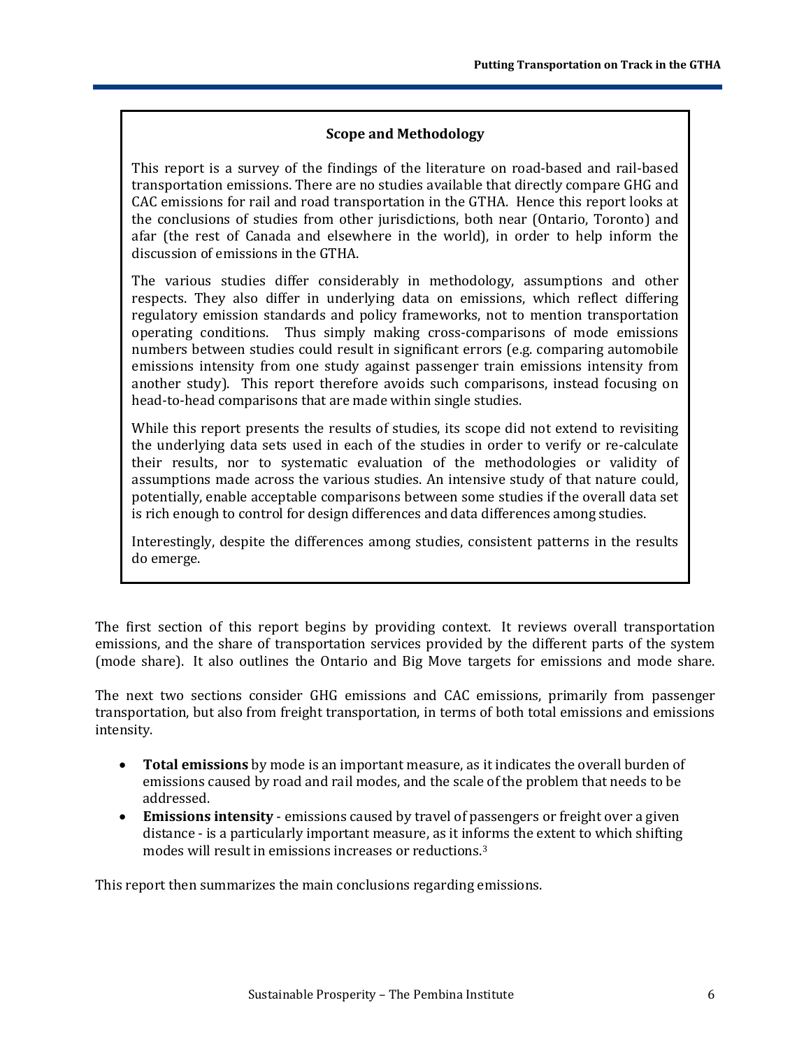### Scope and Methodology

This report is a survey of the findings of the literature on road-based and rail-based transportation emissions. There are no studies available that directly compare GHG and CAC emissions for rail and road transportation in the GTHA. Hence this report looks at the conclusions of studies from other jurisdictions, both near (Ontario, Toronto) and afar (the rest of Canada and elsewhere in the world), in order to help inform the discussion of emissions in the GTHA.

The various studies differ considerably in methodology, assumptions and other respects. They also differ in underlying data on emissions, which reflect differing regulatory emission standards and policy frameworks, not to mention transportation operating conditions. Thus simply making cross-comparisons of mode emissions numbers between studies could result in significant errors (e.g. comparing automobile emissions intensity from one study against passenger train emissions intensity from another study). This report therefore avoids such comparisons, instead focusing on head-to-head comparisons that are made within single studies.

While this report presents the results of studies, its scope did not extend to revisiting the underlying data sets used in each of the studies in order to verify or re-calculate their results, nor to systematic evaluation of the methodologies or validity of assumptions made across the various studies. An intensive study of that nature could, potentially, enable acceptable comparisons between some studies if the overall data set is rich enough to control for design differences and data differences among studies.

Interestingly, despite the differences among studies, consistent patterns in the results do emerge.

The first section of this report begins by providing context. It reviews overall transportation emissions, and the share of transportation services provided by the different parts of the system (mode share). It also outlines the Ontario and Big Move targets for emissions and mode share.

The next two sections consider GHG emissions and CAC emissions, primarily from passenger transportation, but also from freight transportation, in terms of both total emissions and emissions intensity.

- **Total emissions** by mode is an important measure, as it indicates the overall burden of emissions caused by road and rail modes, and the scale of the problem that needs to be addressed.
- **Emissions intensity** - emissions caused by travel of passengers or freight over a given distance - is a particularly important measure, as it informs the extent to which shifting modes will result in emissions increases or reductions.[3]

This report then summarizes the main conclusions regarding emissions.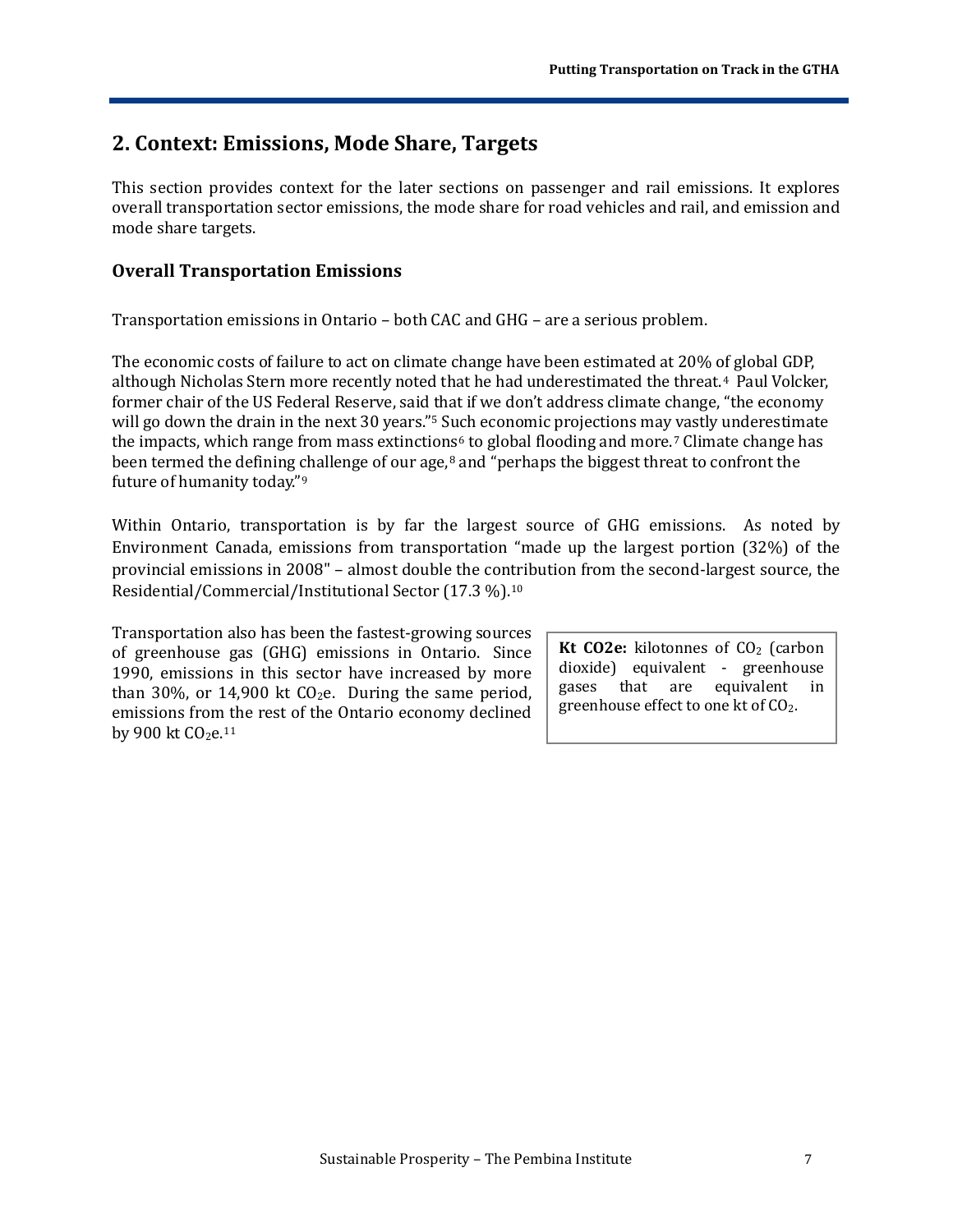## 2. Context: Emissions, Mode Share, Targets

This section provides context for the later sections on passenger and rail emissions. It explores overall transportation sector emissions, the mode share for road vehicles and rail, and emission and mode share targets.

### Overall Transportation Emissions

Transportation emissions in Ontario – both CAC and GHG – are a serious problem.

The economic costs of failure to act on climate change have been estimated at 20% of global GDP, although Nicholas Stern more recently noted that he had underestimated the threat.[4] Paul Volcker, former chair of the US Federal Reserve, said that if we don't address climate change, "the economy will go down the drain in the next 30 years."[5] Such economic projections may vastly underestimate the impacts, which range from mass extinctions[6] to global flooding and more.[7] Climate change has been termed the defining challenge of our age,[8] and "perhaps the biggest threat to confront the future of humanity today."[9]

Within Ontario, transportation is by far the largest source of GHG emissions. As noted by Environment Canada, emissions from transportation "made up the largest portion (32%) of the provincial emissions in 2008" – almost double the contribution from the second-largest source, the Residential/Commercial/Institutional Sector (17.3 %).[10]

Transportation also has been the fastest-growing sources of greenhouse gas (GHG) emissions in Ontario. Since 1990, emissions in this sector have increased by more than 30%, or 14,900 kt $CO_2$e. During the same period, emissions from the rest of the Ontario economy declined by 900 kt $CO_2$e.[11]

**Kt CO2e:** kilotonnes of $CO_2$ (carbon dioxide) equivalent - greenhouse gases that are equivalent in greenhouse effect to one kt of $CO_2$.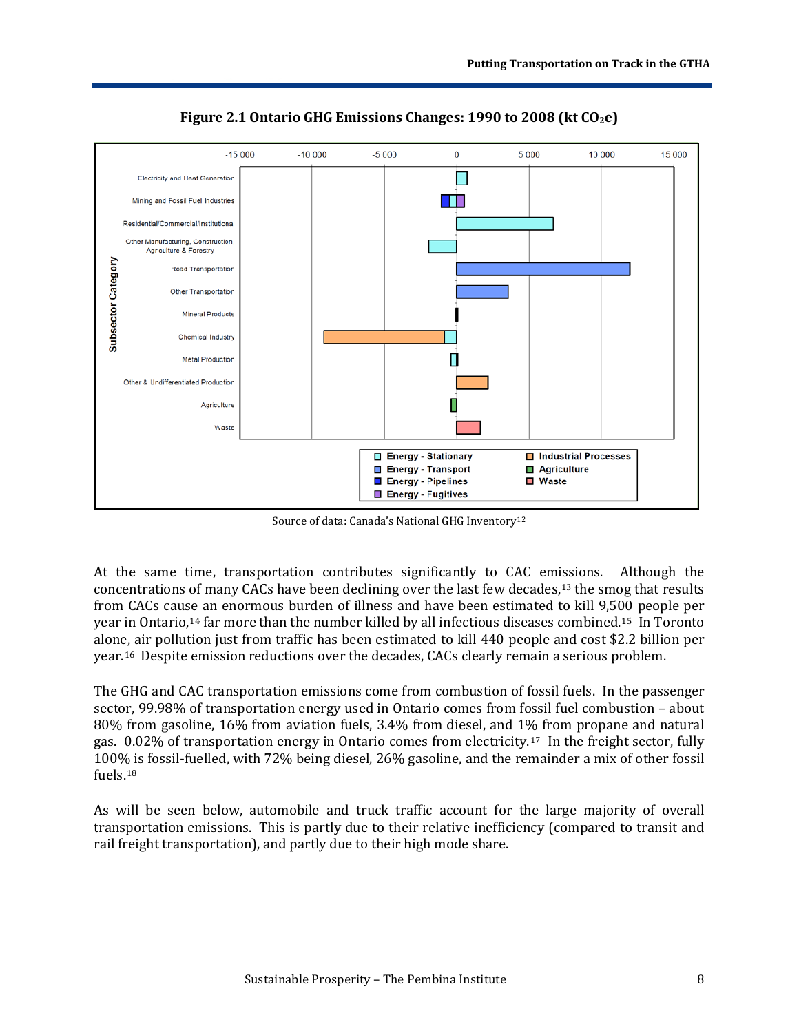**Figure 2.1 Ontario GHG Emissions Changes: 1990 to 2008 (kt $CO_2$e)**

Source of data: Canada's National GHG Inventory[12]

At the same time, transportation contributes significantly to CAC emissions. Although the concentrations of many CACs have been declining over the last few decades,[13] the smog that results from CACs cause an enormous burden of illness and have been estimated to kill 9,500 people per year in Ontario,[14] far more than the number killed by all infectious diseases combined.[15] In Toronto alone, air pollution just from traffic has been estimated to kill 440 people and cost $2.2 billion per year.[16] Despite emission reductions over the decades, CACs clearly remain a serious problem.

The GHG and CAC transportation emissions come from combustion of fossil fuels. In the passenger sector, 99.98% of transportation energy used in Ontario comes from fossil fuel combustion – about 80% from gasoline, 16% from aviation fuels, 3.4% from diesel, and 1% from propane and natural gas. 0.02% of transportation energy in Ontario comes from electricity.[17] In the freight sector, fully 100% is fossil-fuelled, with 72% being diesel, 26% gasoline, and the remainder a mix of other fossil fuels.[18]

As will be seen below, automobile and truck traffic account for the large majority of overall transportation emissions. This is partly due to their relative inefficiency (compared to transit and rail freight transportation), and partly due to their high mode share.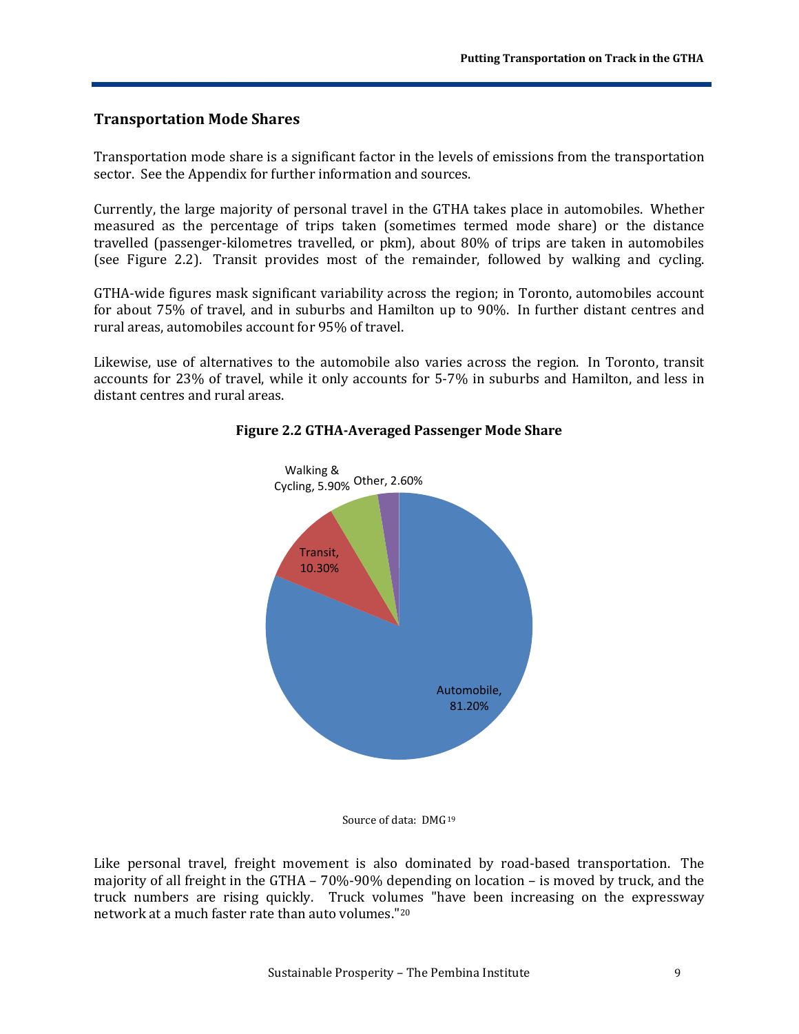## Transportation Mode Shares

Transportation mode share is a significant factor in the levels of emissions from the transportation sector. See the Appendix for further information and sources.

Currently, the large majority of personal travel in the GTHA takes place in automobiles. Whether measured as the percentage of trips taken (sometimes termed mode share) or the distance travelled (passenger-kilometres travelled, or pkm), about 80% of trips are taken in automobiles (see Figure 2.2). Transit provides most of the remainder, followed by walking and cycling.

GTHA-wide figures mask significant variability across the region; in Toronto, automobiles account for about 75% of travel, and in suburbs and Hamilton up to 90%. In further distant centres and rural areas, automobiles account for 95% of travel.

Likewise, use of alternatives to the automobile also varies across the region. In Toronto, transit accounts for 23% of travel, while it only accounts for 5-7% in suburbs and Hamilton, and less in distant centres and rural areas.

**Figure 2.2 GTHA-Averaged Passenger Mode Share**

| Mode | Share |
|---|---|
| Automobile | 81.20% |
| Transit | 10.30% |
| Walking & Cycling | 5.90% |
| Other | 2.60% |

Source of data: DMG[19]

Like personal travel, freight movement is also dominated by road-based transportation. The majority of all freight in the GTHA – 70%-90% depending on location – is moved by truck, and the truck numbers are rising quickly. Truck volumes "have been increasing on the expressway network at a much faster rate than auto volumes."[20]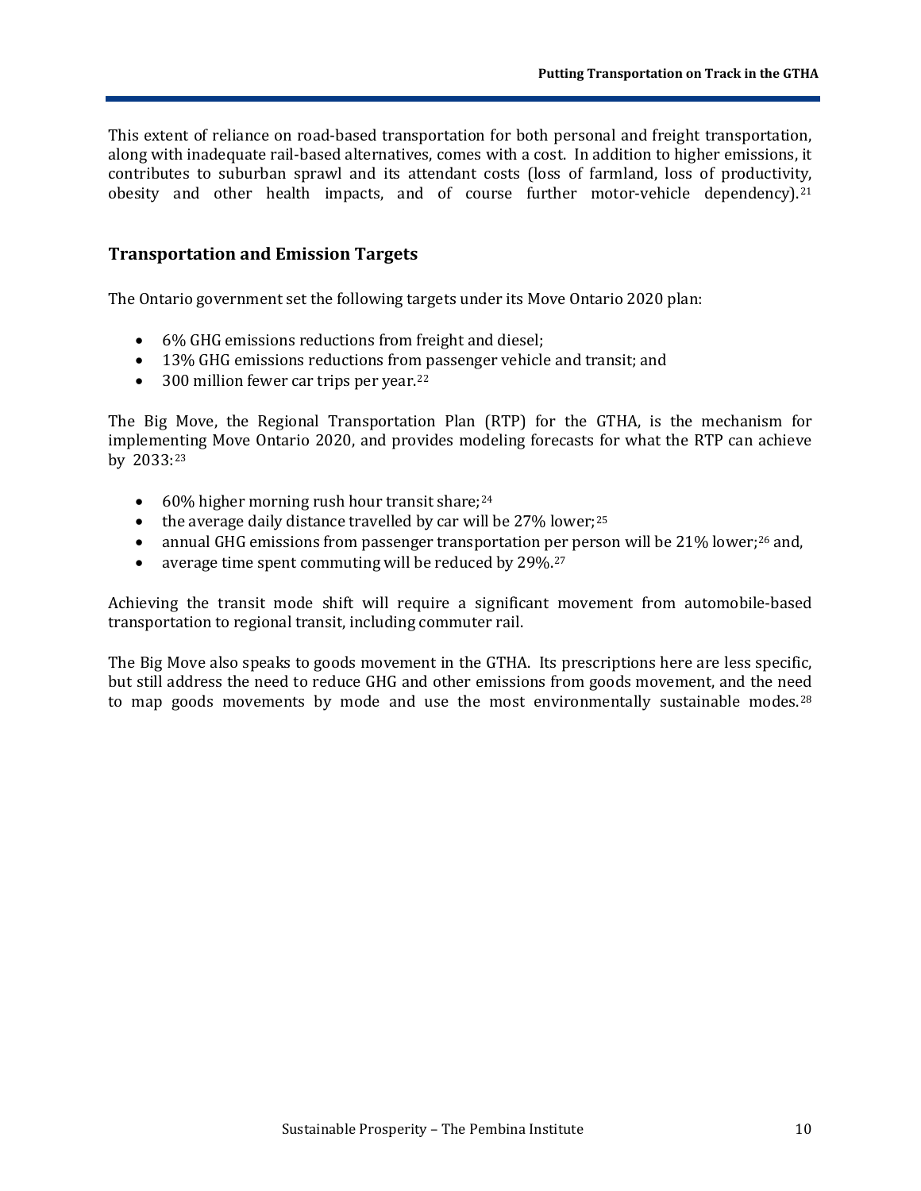This extent of reliance on road-based transportation for both personal and freight transportation, along with inadequate rail-based alternatives, comes with a cost. In addition to higher emissions, it contributes to suburban sprawl and its attendant costs (loss of farmland, loss of productivity, obesity and other health impacts, and of course further motor-vehicle dependency).[21]

## Transportation and Emission Targets

The Ontario government set the following targets under its Move Ontario 2020 plan:

- 6% GHG emissions reductions from freight and diesel;
- 13% GHG emissions reductions from passenger vehicle and transit; and
- 300 million fewer car trips per year.[22]

The Big Move, the Regional Transportation Plan (RTP) for the GTHA, is the mechanism for implementing Move Ontario 2020, and provides modeling forecasts for what the RTP can achieve by 2033:[23]

- 60% higher morning rush hour transit share;[24]
- the average daily distance travelled by car will be 27% lower;[25]
- annual GHG emissions from passenger transportation per person will be 21% lower;[26] and,
- average time spent commuting will be reduced by 29%.[27]

Achieving the transit mode shift will require a significant movement from automobile-based transportation to regional transit, including commuter rail.

The Big Move also speaks to goods movement in the GTHA. Its prescriptions here are less specific, but still address the need to reduce GHG and other emissions from goods movement, and the need to map goods movements by mode and use the most environmentally sustainable modes.[28]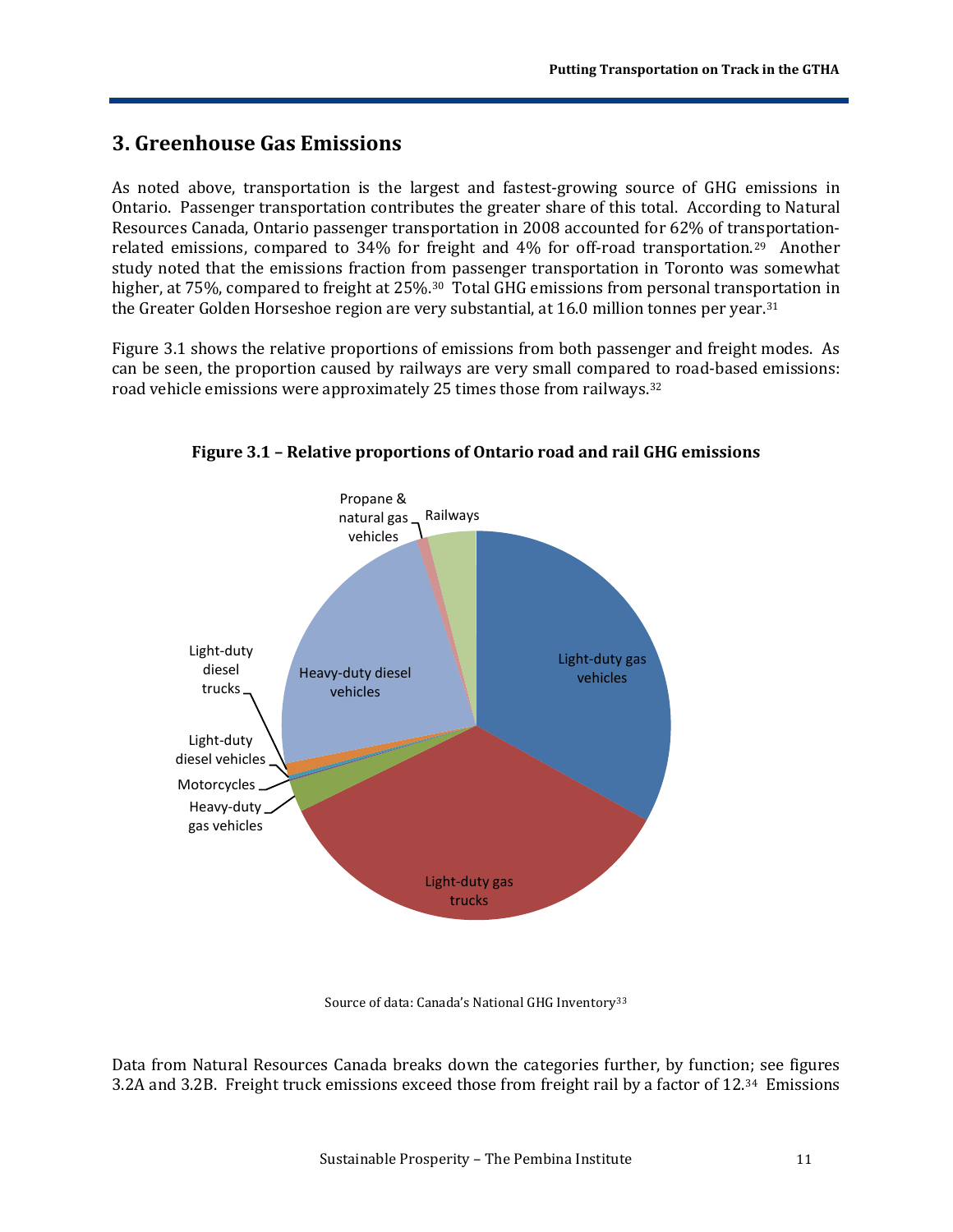## 3. Greenhouse Gas Emissions

As noted above, transportation is the largest and fastest-growing source of GHG emissions in Ontario. Passenger transportation contributes the greater share of this total. According to Natural Resources Canada, Ontario passenger transportation in 2008 accounted for 62% of transportation-related emissions, compared to 34% for freight and 4% for off-road transportation.[29] Another study noted that the emissions fraction from passenger transportation in Toronto was somewhat higher, at 75%, compared to freight at 25%.[30] Total GHG emissions from personal transportation in the Greater Golden Horseshoe region are very substantial, at 16.0 million tonnes per year.[31]

Figure 3.1 shows the relative proportions of emissions from both passenger and freight modes. As can be seen, the proportion caused by railways are very small compared to road-based emissions: road vehicle emissions were approximately 25 times those from railways.[32]

**Figure 3.1 – Relative proportions of Ontario road and rail GHG emissions**

Source of data: Canada's National GHG Inventory[33]

Data from Natural Resources Canada breaks down the categories further, by function; see figures 3.2A and 3.2B. Freight truck emissions exceed those from freight rail by a factor of 12.[34] Emissions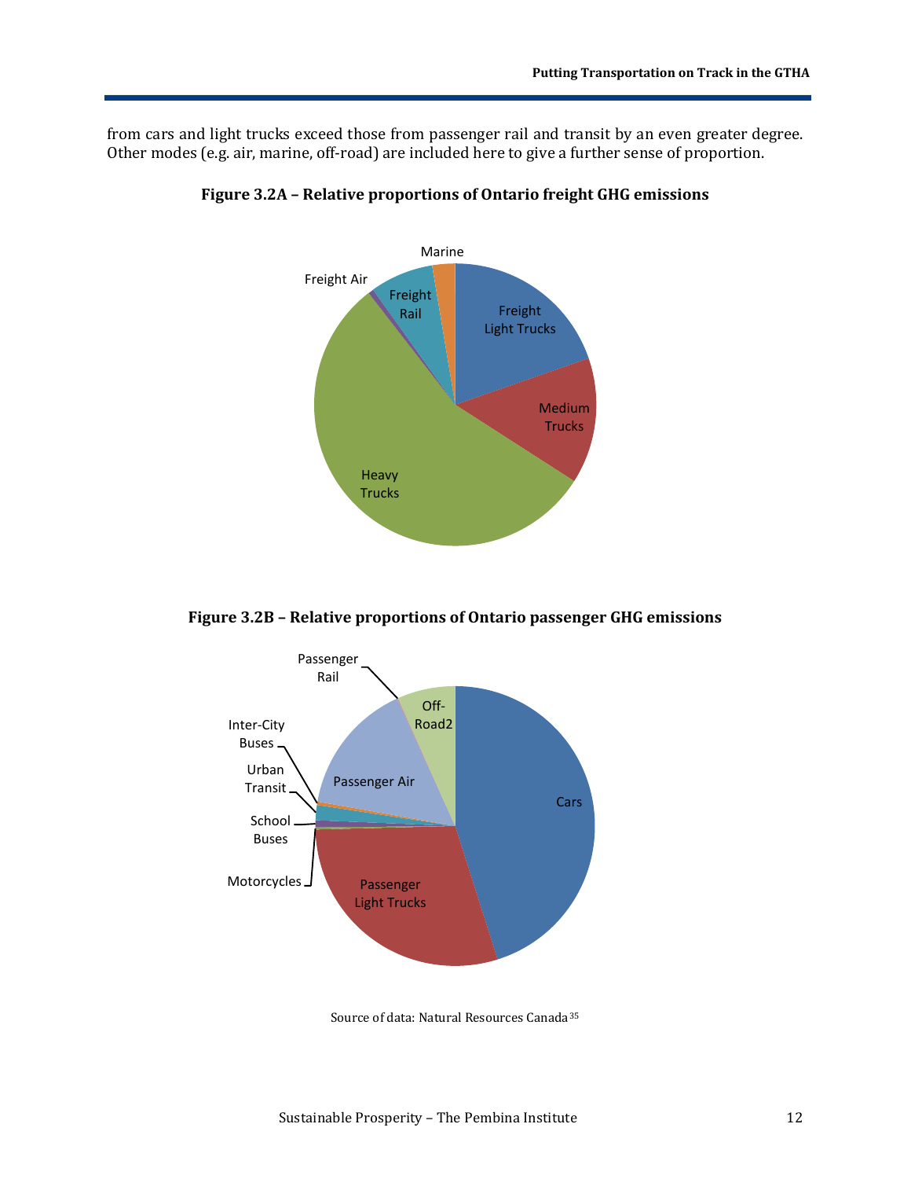from cars and light trucks exceed those from passenger rail and transit by an even greater degree. Other modes (e.g. air, marine, off-road) are included here to give a further sense of proportion.

**Figure 3.2A – Relative proportions of Ontario freight GHG emissions**

Marine

Freight Air

Freight Rail

Freight Light Trucks

Medium Trucks

Heavy Trucks

**Figure 3.2B – Relative proportions of Ontario passenger GHG emissions**

Passenger Rail

Off-Road2

Inter-City Buses

Urban Transit

Passenger Air

Cars

School Buses

Motorcycles

Passenger Light Trucks

Source of data: Natural Resources Canada[35]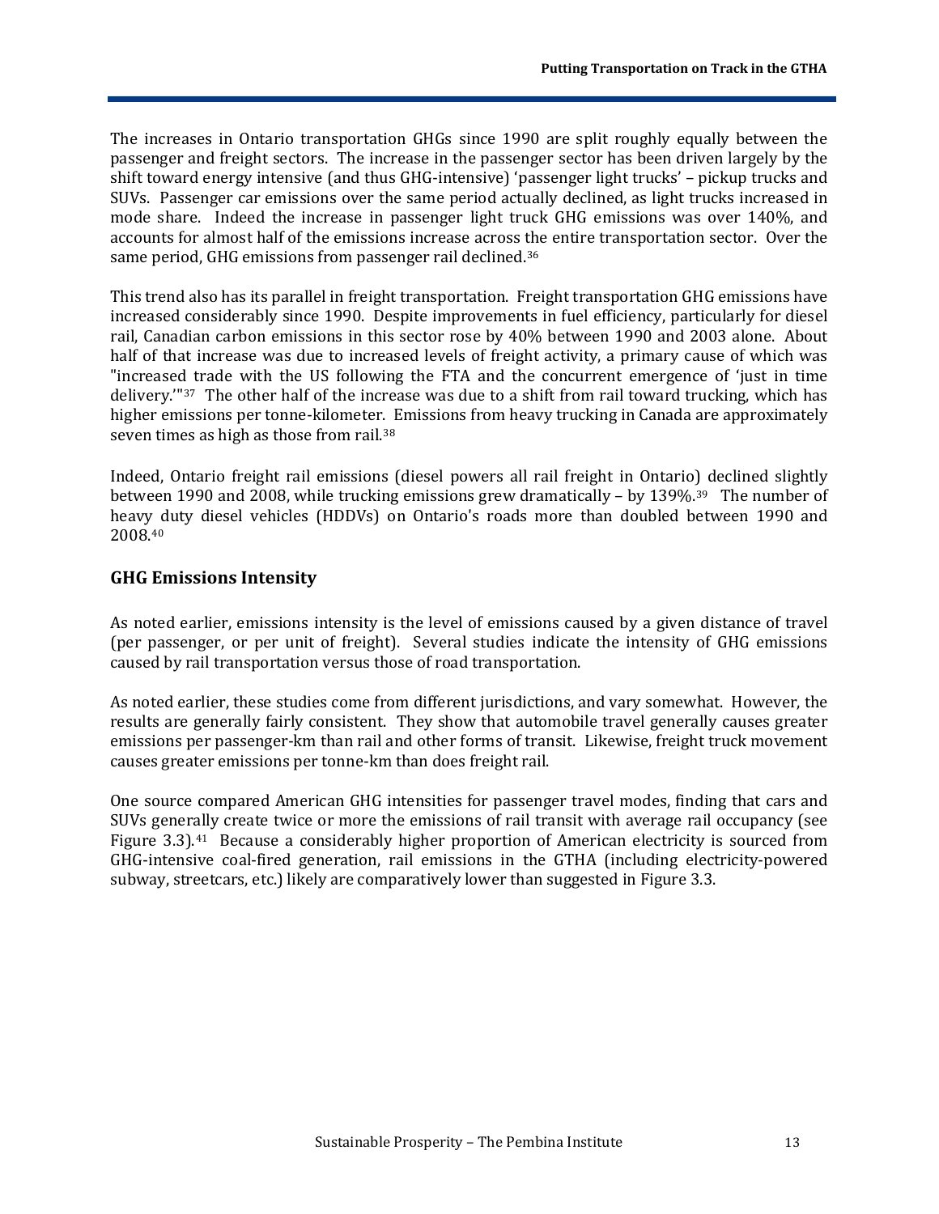The increases in Ontario transportation GHGs since 1990 are split roughly equally between the passenger and freight sectors. The increase in the passenger sector has been driven largely by the shift toward energy intensive (and thus GHG-intensive) 'passenger light trucks' – pickup trucks and SUVs. Passenger car emissions over the same period actually declined, as light trucks increased in mode share. Indeed the increase in passenger light truck GHG emissions was over 140%, and accounts for almost half of the emissions increase across the entire transportation sector. Over the same period, GHG emissions from passenger rail declined.[36]

This trend also has its parallel in freight transportation. Freight transportation GHG emissions have increased considerably since 1990. Despite improvements in fuel efficiency, particularly for diesel rail, Canadian carbon emissions in this sector rose by 40% between 1990 and 2003 alone. About half of that increase was due to increased levels of freight activity, a primary cause of which was "increased trade with the US following the FTA and the concurrent emergence of 'just in time delivery.'"[37] The other half of the increase was due to a shift from rail toward trucking, which has higher emissions per tonne-kilometer. Emissions from heavy trucking in Canada are approximately seven times as high as those from rail.[38]

Indeed, Ontario freight rail emissions (diesel powers all rail freight in Ontario) declined slightly between 1990 and 2008, while trucking emissions grew dramatically – by 139%.[39] The number of heavy duty diesel vehicles (HDDVs) on Ontario's roads more than doubled between 1990 and 2008.[40]

## GHG Emissions Intensity

As noted earlier, emissions intensity is the level of emissions caused by a given distance of travel (per passenger, or per unit of freight). Several studies indicate the intensity of GHG emissions caused by rail transportation versus those of road transportation.

As noted earlier, these studies come from different jurisdictions, and vary somewhat. However, the results are generally fairly consistent. They show that automobile travel generally causes greater emissions per passenger-km than rail and other forms of transit. Likewise, freight truck movement causes greater emissions per tonne-km than does freight rail.

One source compared American GHG intensities for passenger travel modes, finding that cars and SUVs generally create twice or more the emissions of rail transit with average rail occupancy (see Figure 3.3).[41] Because a considerably higher proportion of American electricity is sourced from GHG-intensive coal-fired generation, rail emissions in the GTHA (including electricity-powered subway, streetcars, etc.) likely are comparatively lower than suggested in Figure 3.3.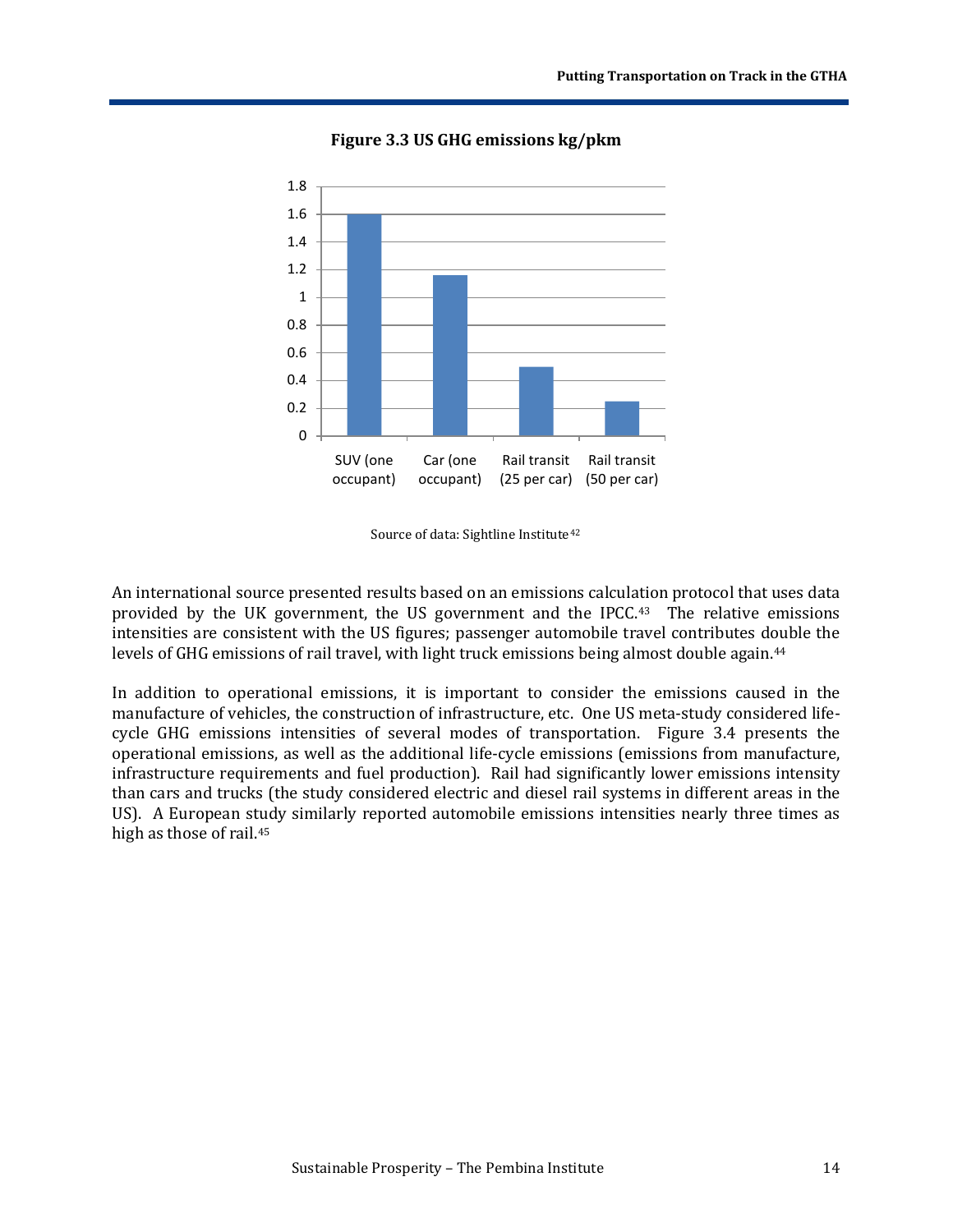**Figure 3.3 US GHG emissions kg/pkm**

Source of data: Sightline Institute[42]

An international source presented results based on an emissions calculation protocol that uses data provided by the UK government, the US government and the IPCC.[43] The relative emissions intensities are consistent with the US figures; passenger automobile travel contributes double the levels of GHG emissions of rail travel, with light truck emissions being almost double again.[44]

In addition to operational emissions, it is important to consider the emissions caused in the manufacture of vehicles, the construction of infrastructure, etc. One US meta-study considered life-cycle GHG emissions intensities of several modes of transportation. Figure 3.4 presents the operational emissions, as well as the additional life-cycle emissions (emissions from manufacture, infrastructure requirements and fuel production). Rail had significantly lower emissions intensity than cars and trucks (the study considered electric and diesel rail systems in different areas in the US). A European study similarly reported automobile emissions intensities nearly three times as high as those of rail.[45]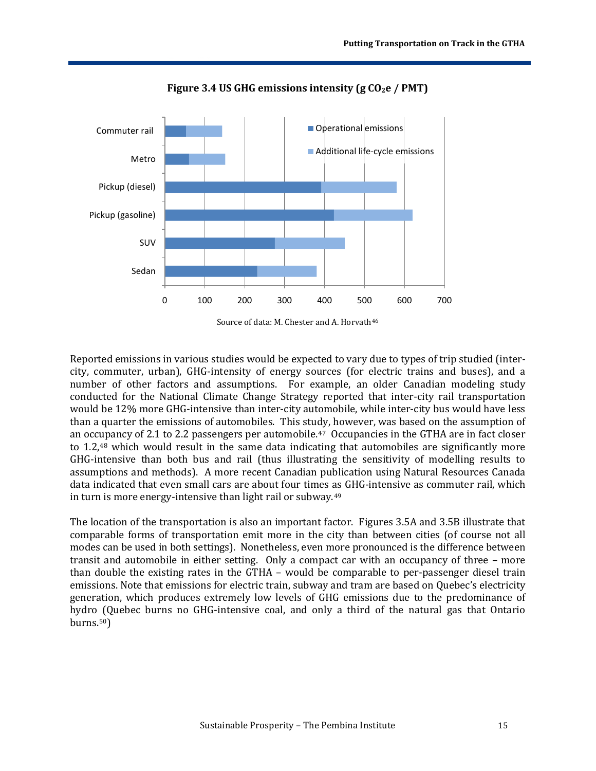**Figure 3.4 US GHG emissions intensity (g $CO_2e$ / PMT)**

Source of data: M. Chester and A. Horvath[46]

Reported emissions in various studies would be expected to vary due to types of trip studied (inter-city, commuter, urban), GHG-intensity of energy sources (for electric trains and buses), and a number of other factors and assumptions. For example, an older Canadian modeling study conducted for the National Climate Change Strategy reported that inter-city rail transportation would be 12% more GHG-intensive than inter-city automobile, while inter-city bus would have less than a quarter the emissions of automobiles. This study, however, was based on the assumption of an occupancy of 2.1 to 2.2 passengers per automobile.[47] Occupancies in the GTHA are in fact closer to 1.2,[48] which would result in the same data indicating that automobiles are significantly more GHG-intensive than both bus and rail (thus illustrating the sensitivity of modelling results to assumptions and methods). A more recent Canadian publication using Natural Resources Canada data indicated that even small cars are about four times as GHG-intensive as commuter rail, which in turn is more energy-intensive than light rail or subway.[49]

The location of the transportation is also an important factor. Figures 3.5A and 3.5B illustrate that comparable forms of transportation emit more in the city than between cities (of course not all modes can be used in both settings). Nonetheless, even more pronounced is the difference between transit and automobile in either setting. Only a compact car with an occupancy of three – more than double the existing rates in the GTHA – would be comparable to per-passenger diesel train emissions. Note that emissions for electric train, subway and tram are based on Quebec's electricity generation, which produces extremely low levels of GHG emissions due to the predominance of hydro (Quebec burns no GHG-intensive coal, and only a third of the natural gas that Ontario burns.[50])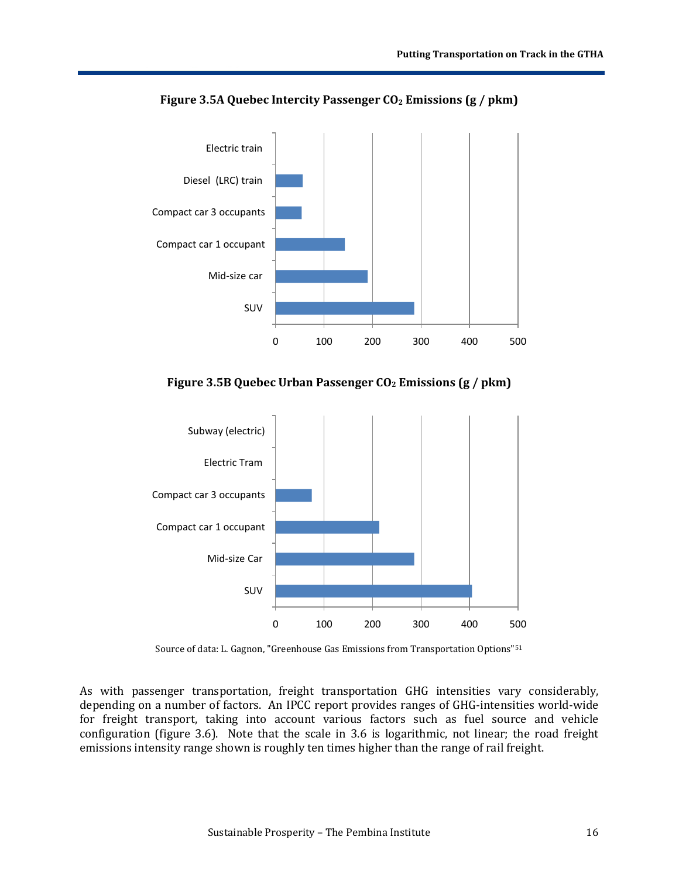**Figure 3.5A Quebec Intercity Passenger $CO_2$ Emissions (g / pkm)**

| Mode | g / pkm |
|---|---|
| Electric train | 0 |
| Diesel (LRC) train | ~57 |
| Compact car 3 occupants | ~55 |
| Compact car 1 occupant | ~143 |
| Mid-size car | ~190 |
| SUV | ~286 |

**Figure 3.5B Quebec Urban Passenger $CO_2$ Emissions (g / pkm)**

| Mode | g / pkm |
|---|---|
| Subway (electric) | 0 |
| Electric Tram | 0 |
| Compact car 3 occupants | ~75 |
| Compact car 1 occupant | ~214 |
| Mid-size Car | ~286 |
| SUV | ~405 |

Source of data: L. Gagnon, "Greenhouse Gas Emissions from Transportation Options"[51]

As with passenger transportation, freight transportation GHG intensities vary considerably, depending on a number of factors. An IPCC report provides ranges of GHG-intensities world-wide for freight transport, taking into account various factors such as fuel source and vehicle configuration (figure 3.6). Note that the scale in 3.6 is logarithmic, not linear; the road freight emissions intensity range shown is roughly ten times higher than the range of rail freight.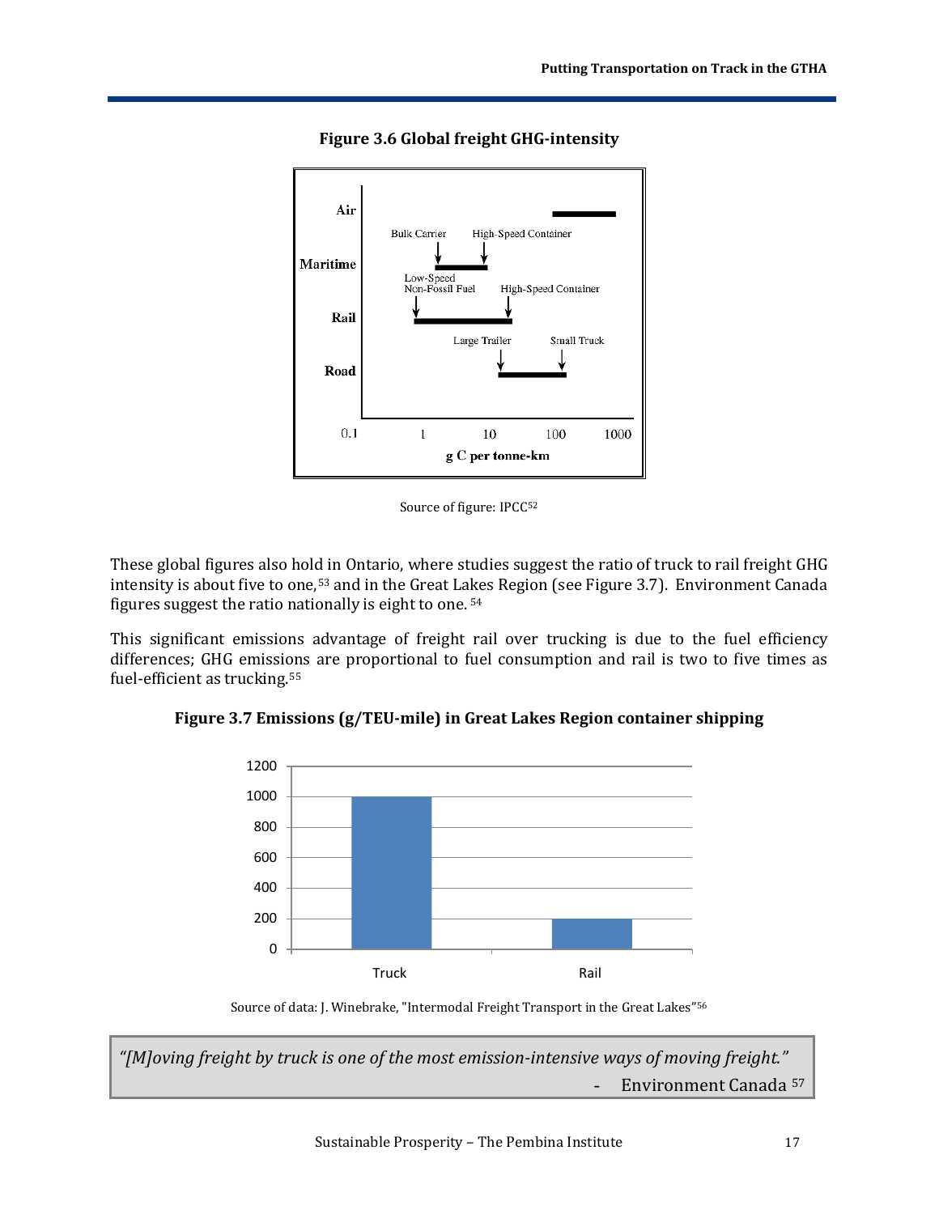**Figure 3.6 Global freight GHG-intensity**

Source of figure: IPCC[52]

These global figures also hold in Ontario, where studies suggest the ratio of truck to rail freight GHG intensity is about five to one,[53] and in the Great Lakes Region (see Figure 3.7). Environment Canada figures suggest the ratio nationally is eight to one. [54]

This significant emissions advantage of freight rail over trucking is due to the fuel efficiency differences; GHG emissions are proportional to fuel consumption and rail is two to five times as fuel-efficient as trucking.[55]

**Figure 3.7 Emissions (g/TEU-mile) in Great Lakes Region container shipping**

Source of data: J. Winebrake, "Intermodal Freight Transport in the Great Lakes"[56]

> *"[M]oving freight by truck is one of the most emission-intensive ways of moving freight."*
>
> \- Environment Canada [57]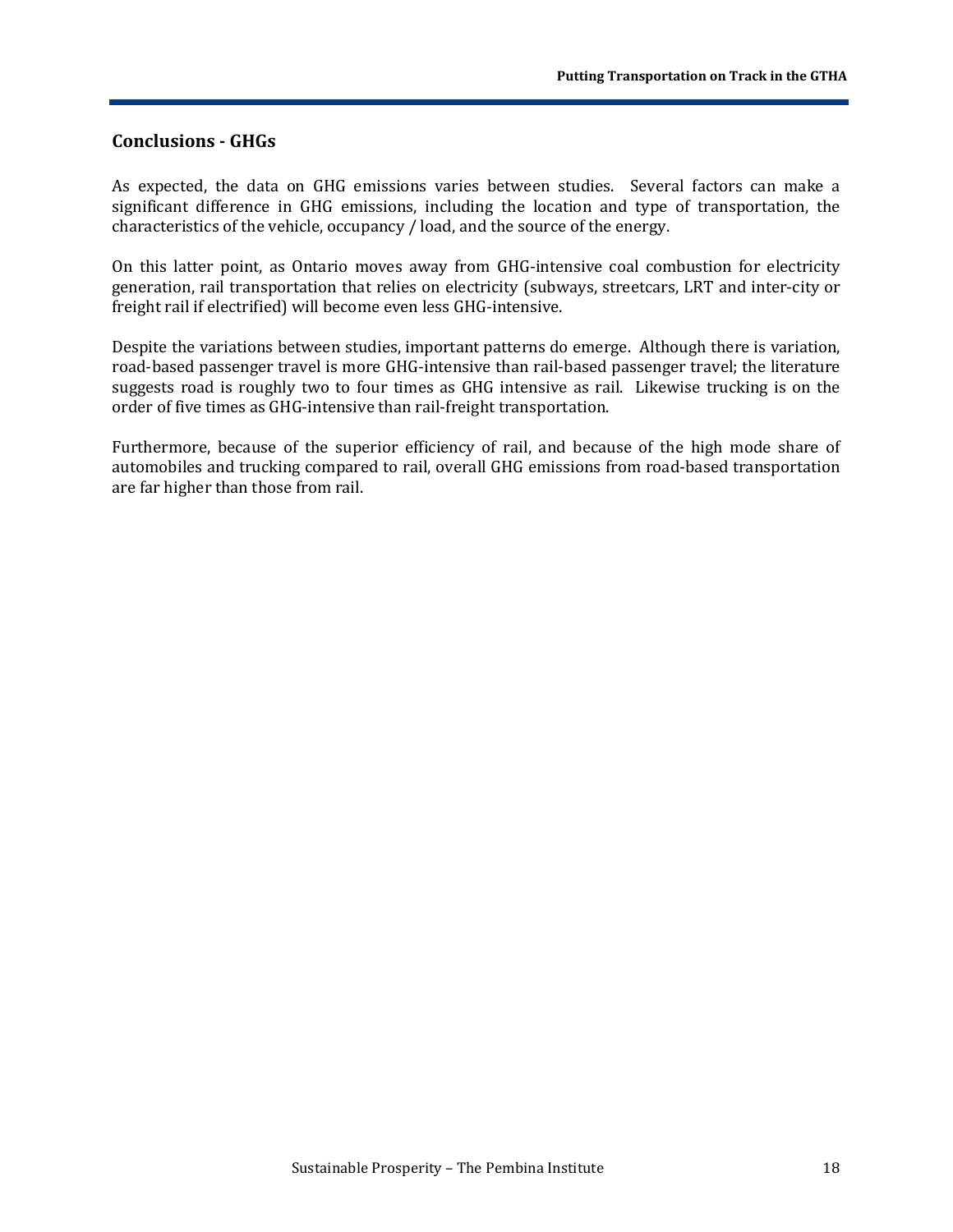## Conclusions - GHGs

As expected, the data on GHG emissions varies between studies. Several factors can make a significant difference in GHG emissions, including the location and type of transportation, the characteristics of the vehicle, occupancy / load, and the source of the energy.

On this latter point, as Ontario moves away from GHG-intensive coal combustion for electricity generation, rail transportation that relies on electricity (subways, streetcars, LRT and inter-city or freight rail if electrified) will become even less GHG-intensive.

Despite the variations between studies, important patterns do emerge. Although there is variation, road-based passenger travel is more GHG-intensive than rail-based passenger travel; the literature suggests road is roughly two to four times as GHG intensive as rail. Likewise trucking is on the order of five times as GHG-intensive than rail-freight transportation.

Furthermore, because of the superior efficiency of rail, and because of the high mode share of automobiles and trucking compared to rail, overall GHG emissions from road-based transportation are far higher than those from rail.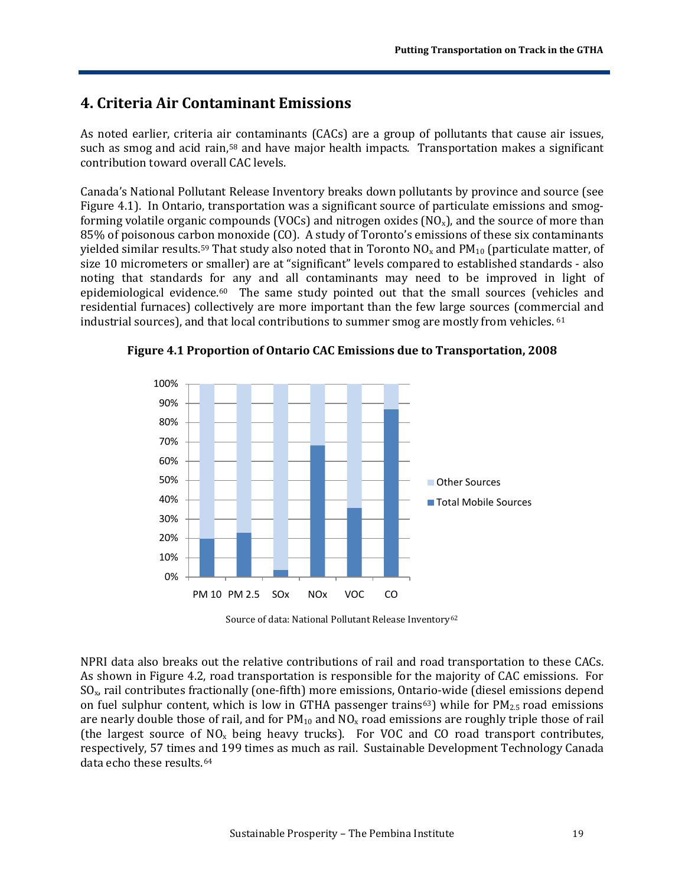## 4. Criteria Air Contaminant Emissions

As noted earlier, criteria air contaminants (CACs) are a group of pollutants that cause air issues, such as smog and acid rain,[58] and have major health impacts. Transportation makes a significant contribution toward overall CAC levels.

Canada's National Pollutant Release Inventory breaks down pollutants by province and source (see Figure 4.1). In Ontario, transportation was a significant source of particulate emissions and smog-forming volatile organic compounds (VOCs) and nitrogen oxides ($NO_x$), and the source of more than 85% of poisonous carbon monoxide (CO). A study of Toronto's emissions of these six contaminants yielded similar results.[59] That study also noted that in Toronto $NO_x$ and $PM_{10}$ (particulate matter, of size 10 micrometers or smaller) are at "significant" levels compared to established standards - also noting that standards for any and all contaminants may need to be improved in light of epidemiological evidence.[60] The same study pointed out that the small sources (vehicles and residential furnaces) collectively are more important than the few large sources (commercial and industrial sources), and that local contributions to summer smog are mostly from vehicles.[61]

**Figure 4.1 Proportion of Ontario CAC Emissions due to Transportation, 2008**

Source of data: National Pollutant Release Inventory[62]

NPRI data also breaks out the relative contributions of rail and road transportation to these CACs. As shown in Figure 4.2, road transportation is responsible for the majority of CAC emissions. For $SO_x$, rail contributes fractionally (one-fifth) more emissions, Ontario-wide (diesel emissions depend on fuel sulphur content, which is low in GTHA passenger trains[63]) while for $PM_{2.5}$ road emissions are nearly double those of rail, and for $PM_{10}$ and $NO_x$ road emissions are roughly triple those of rail (the largest source of $NO_x$ being heavy trucks). For VOC and CO road transport contributes, respectively, 57 times and 199 times as much as rail. Sustainable Development Technology Canada data echo these results.[64]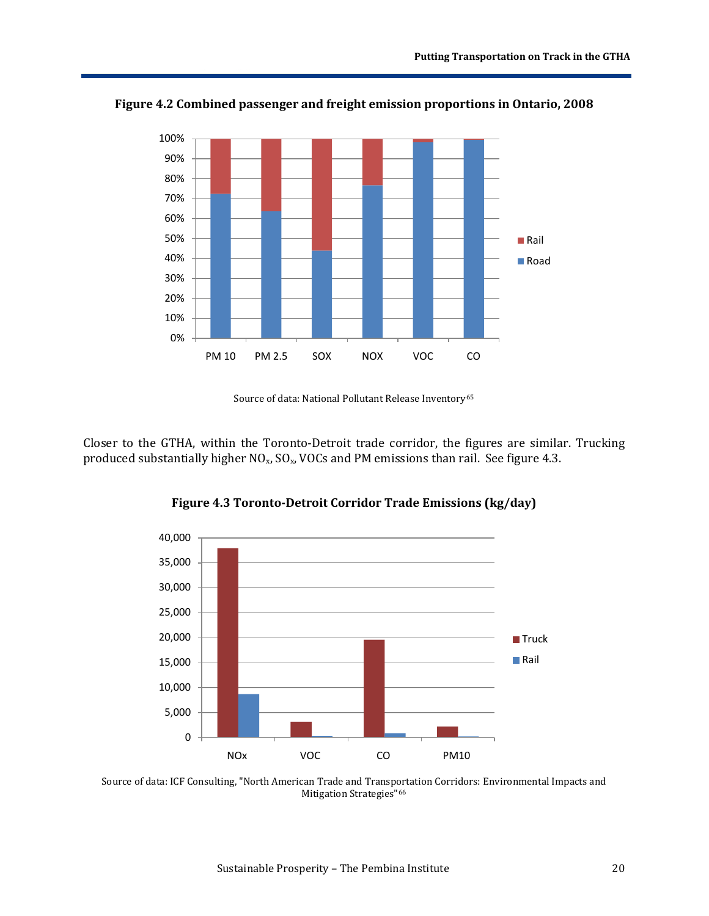**Figure 4.2 Combined passenger and freight emission proportions in Ontario, 2008**

Source of data: National Pollutant Release Inventory[65]

Closer to the GTHA, within the Toronto-Detroit trade corridor, the figures are similar. Trucking produced substantially higher $NO_x$, $SO_x$, VOCs and PM emissions than rail. See figure 4.3.

**Figure 4.3 Toronto-Detroit Corridor Trade Emissions (kg/day)**

Source of data: ICF Consulting, "North American Trade and Transportation Corridors: Environmental Impacts and Mitigation Strategies"[66]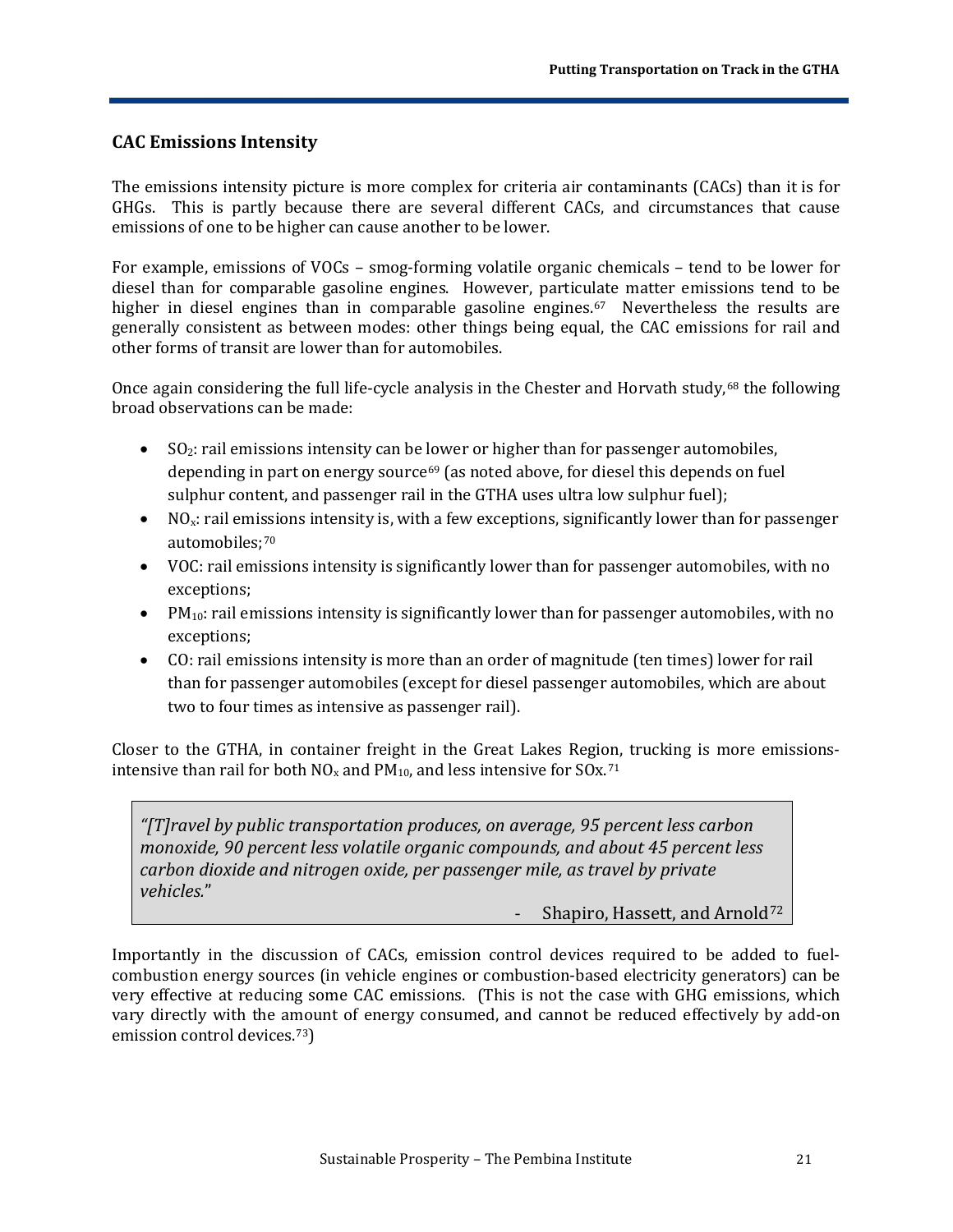## CAC Emissions Intensity

The emissions intensity picture is more complex for criteria air contaminants (CACs) than it is for GHGs. This is partly because there are several different CACs, and circumstances that cause emissions of one to be higher can cause another to be lower.

For example, emissions of VOCs – smog-forming volatile organic chemicals – tend to be lower for diesel than for comparable gasoline engines. However, particulate matter emissions tend to be higher in diesel engines than in comparable gasoline engines.[67] Nevertheless the results are generally consistent as between modes: other things being equal, the CAC emissions for rail and other forms of transit are lower than for automobiles.

Once again considering the full life-cycle analysis in the Chester and Horvath study,[68] the following broad observations can be made:

- $SO_2$: rail emissions intensity can be lower or higher than for passenger automobiles, depending in part on energy source[69] (as noted above, for diesel this depends on fuel sulphur content, and passenger rail in the GTHA uses ultra low sulphur fuel);
- $NO_x$: rail emissions intensity is, with a few exceptions, significantly lower than for passenger automobiles;[70]
- VOC: rail emissions intensity is significantly lower than for passenger automobiles, with no exceptions;
- $PM_{10}$: rail emissions intensity is significantly lower than for passenger automobiles, with no exceptions;
- CO: rail emissions intensity is more than an order of magnitude (ten times) lower for rail than for passenger automobiles (except for diesel passenger automobiles, which are about two to four times as intensive as passenger rail).

Closer to the GTHA, in container freight in the Great Lakes Region, trucking is more emissions-intensive than rail for both $NO_x$ and $PM_{10}$, and less intensive for SOx.[71]

> *"[T]ravel by public transportation produces, on average, 95 percent less carbon monoxide, 90 percent less volatile organic compounds, and about 45 percent less carbon dioxide and nitrogen oxide, per passenger mile, as travel by private vehicles."*
>
> \- Shapiro, Hassett, and Arnold[72]

Importantly in the discussion of CACs, emission control devices required to be added to fuel-combustion energy sources (in vehicle engines or combustion-based electricity generators) can be very effective at reducing some CAC emissions. (This is not the case with GHG emissions, which vary directly with the amount of energy consumed, and cannot be reduced effectively by add-on emission control devices.[73])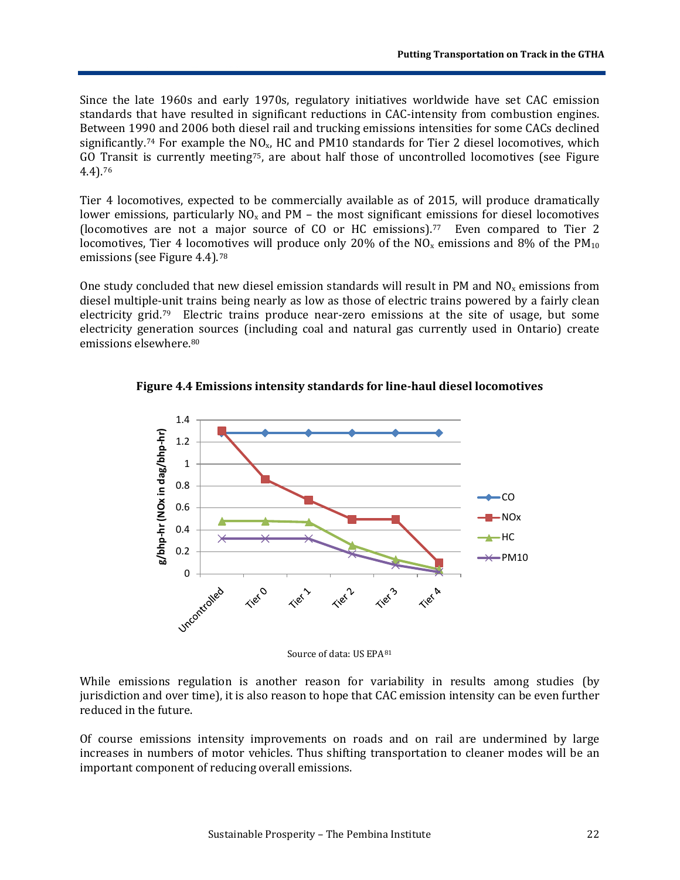Since the late 1960s and early 1970s, regulatory initiatives worldwide have set CAC emission standards that have resulted in significant reductions in CAC-intensity from combustion engines. Between 1990 and 2006 both diesel rail and trucking emissions intensities for some CACs declined significantly.[74] For example the $NO_x$, HC and PM10 standards for Tier 2 diesel locomotives, which GO Transit is currently meeting[75], are about half those of uncontrolled locomotives (see Figure 4.4).[76]

Tier 4 locomotives, expected to be commercially available as of 2015, will produce dramatically lower emissions, particularly $NO_x$ and PM – the most significant emissions for diesel locomotives (locomotives are not a major source of CO or HC emissions).[77] Even compared to Tier 2 locomotives, Tier 4 locomotives will produce only 20% of the $NO_x$ emissions and 8% of the $PM_{10}$ emissions (see Figure 4.4).[78]

One study concluded that new diesel emission standards will result in PM and $NO_x$ emissions from diesel multiple-unit trains being nearly as low as those of electric trains powered by a fairly clean electricity grid.[79] Electric trains produce near-zero emissions at the site of usage, but some electricity generation sources (including coal and natural gas currently used in Ontario) create emissions elsewhere.[80]

**Figure 4.4 Emissions intensity standards for line-haul diesel locomotives**

Source of data: US EPA[81]

While emissions regulation is another reason for variability in results among studies (by jurisdiction and over time), it is also reason to hope that CAC emission intensity can be even further reduced in the future.

Of course emissions intensity improvements on roads and on rail are undermined by large increases in numbers of motor vehicles. Thus shifting transportation to cleaner modes will be an important component of reducing overall emissions.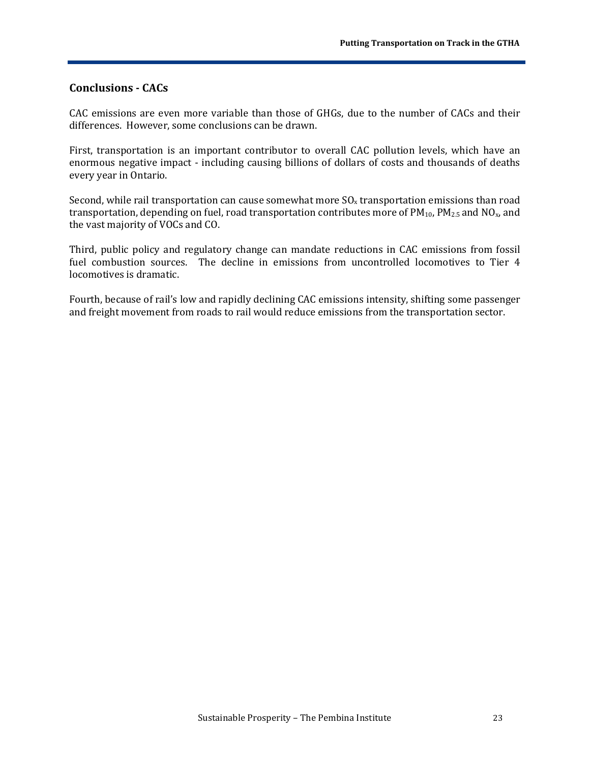## Conclusions - CACs

CAC emissions are even more variable than those of GHGs, due to the number of CACs and their differences. However, some conclusions can be drawn.

First, transportation is an important contributor to overall CAC pollution levels, which have an enormous negative impact - including causing billions of dollars of costs and thousands of deaths every year in Ontario.

Second, while rail transportation can cause somewhat more $SO_x$ transportation emissions than road transportation, depending on fuel, road transportation contributes more of $PM_{10}$, $PM_{2.5}$ and $NO_x$, and the vast majority of VOCs and CO.

Third, public policy and regulatory change can mandate reductions in CAC emissions from fossil fuel combustion sources. The decline in emissions from uncontrolled locomotives to Tier 4 locomotives is dramatic.

Fourth, because of rail's low and rapidly declining CAC emissions intensity, shifting some passenger and freight movement from roads to rail would reduce emissions from the transportation sector.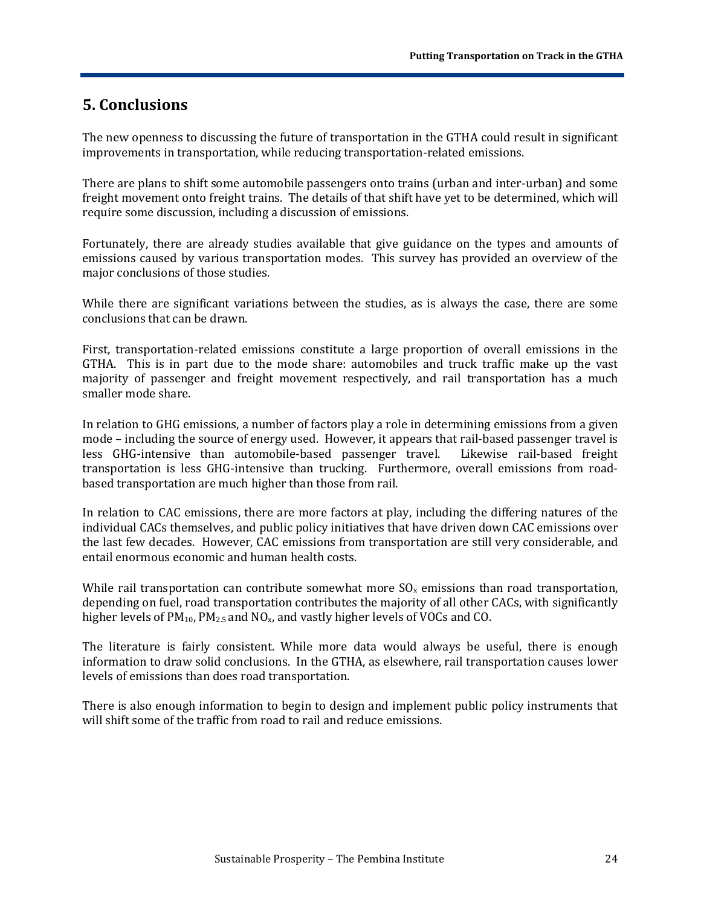## 5. Conclusions

The new openness to discussing the future of transportation in the GTHA could result in significant improvements in transportation, while reducing transportation-related emissions.

There are plans to shift some automobile passengers onto trains (urban and inter-urban) and some freight movement onto freight trains. The details of that shift have yet to be determined, which will require some discussion, including a discussion of emissions.

Fortunately, there are already studies available that give guidance on the types and amounts of emissions caused by various transportation modes. This survey has provided an overview of the major conclusions of those studies.

While there are significant variations between the studies, as is always the case, there are some conclusions that can be drawn.

First, transportation-related emissions constitute a large proportion of overall emissions in the GTHA. This is in part due to the mode share: automobiles and truck traffic make up the vast majority of passenger and freight movement respectively, and rail transportation has a much smaller mode share.

In relation to GHG emissions, a number of factors play a role in determining emissions from a given mode – including the source of energy used. However, it appears that rail-based passenger travel is less GHG-intensive than automobile-based passenger travel. Likewise rail-based freight transportation is less GHG-intensive than trucking. Furthermore, overall emissions from road-based transportation are much higher than those from rail.

In relation to CAC emissions, there are more factors at play, including the differing natures of the individual CACs themselves, and public policy initiatives that have driven down CAC emissions over the last few decades. However, CAC emissions from transportation are still very considerable, and entail enormous economic and human health costs.

While rail transportation can contribute somewhat more $SO_x$ emissions than road transportation, depending on fuel, road transportation contributes the majority of all other CACs, with significantly higher levels of $PM_{10}$, $PM_{2.5}$ and $NO_x$, and vastly higher levels of VOCs and CO.

The literature is fairly consistent. While more data would always be useful, there is enough information to draw solid conclusions. In the GTHA, as elsewhere, rail transportation causes lower levels of emissions than does road transportation.

There is also enough information to begin to design and implement public policy instruments that will shift some of the traffic from road to rail and reduce emissions.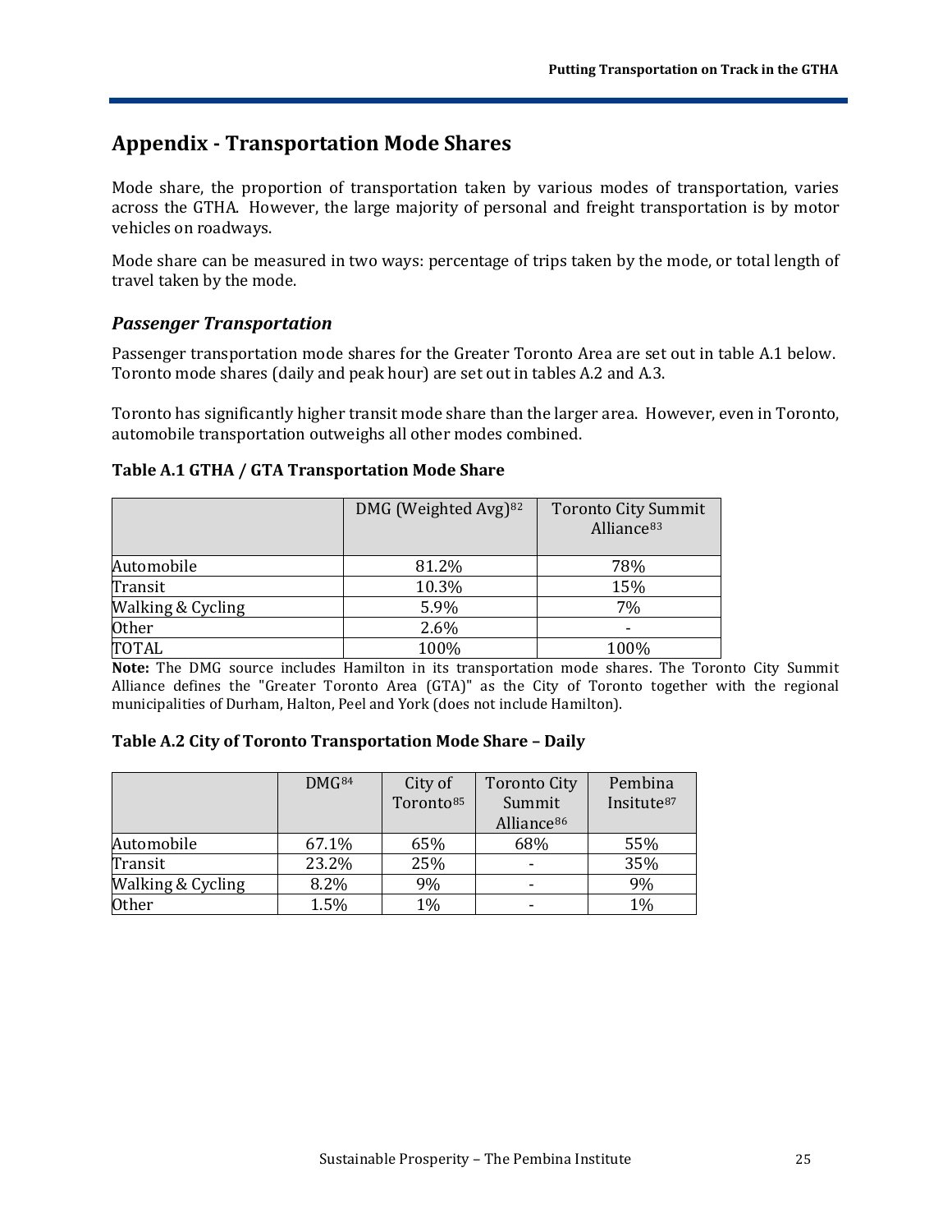## Appendix - Transportation Mode Shares

Mode share, the proportion of transportation taken by various modes of transportation, varies across the GTHA. However, the large majority of personal and freight transportation is by motor vehicles on roadways.

Mode share can be measured in two ways: percentage of trips taken by the mode, or total length of travel taken by the mode.

### *Passenger Transportation*

Passenger transportation mode shares for the Greater Toronto Area are set out in table A.1 below. Toronto mode shares (daily and peak hour) are set out in tables A.2 and A.3.

Toronto has significantly higher transit mode share than the larger area. However, even in Toronto, automobile transportation outweighs all other modes combined.

**Table A.1 GTHA / GTA Transportation Mode Share**

| | DMG (Weighted Avg)[82] | Toronto City Summit Alliance[83] |
|---|---|---|
| Automobile | 81.2% | 78% |
| Transit | 10.3% | 15% |
| Walking & Cycling | 5.9% | 7% |
| Other | 2.6% | - |
| TOTAL | 100% | 100% |

**Note:** The DMG source includes Hamilton in its transportation mode shares. The Toronto City Summit Alliance defines the "Greater Toronto Area (GTA)" as the City of Toronto together with the regional municipalities of Durham, Halton, Peel and York (does not include Hamilton).

**Table A.2 City of Toronto Transportation Mode Share – Daily**

| | DMG[84] | City of Toronto[85] | Toronto City Summit Alliance[86] | Pembina Insitute[87] |
|---|---|---|---|---|
| Automobile | 67.1% | 65% | 68% | 55% |
| Transit | 23.2% | 25% | - | 35% |
| Walking & Cycling | 8.2% | 9% | - | 9% |
| Other | 1.5% | 1% | - | 1% |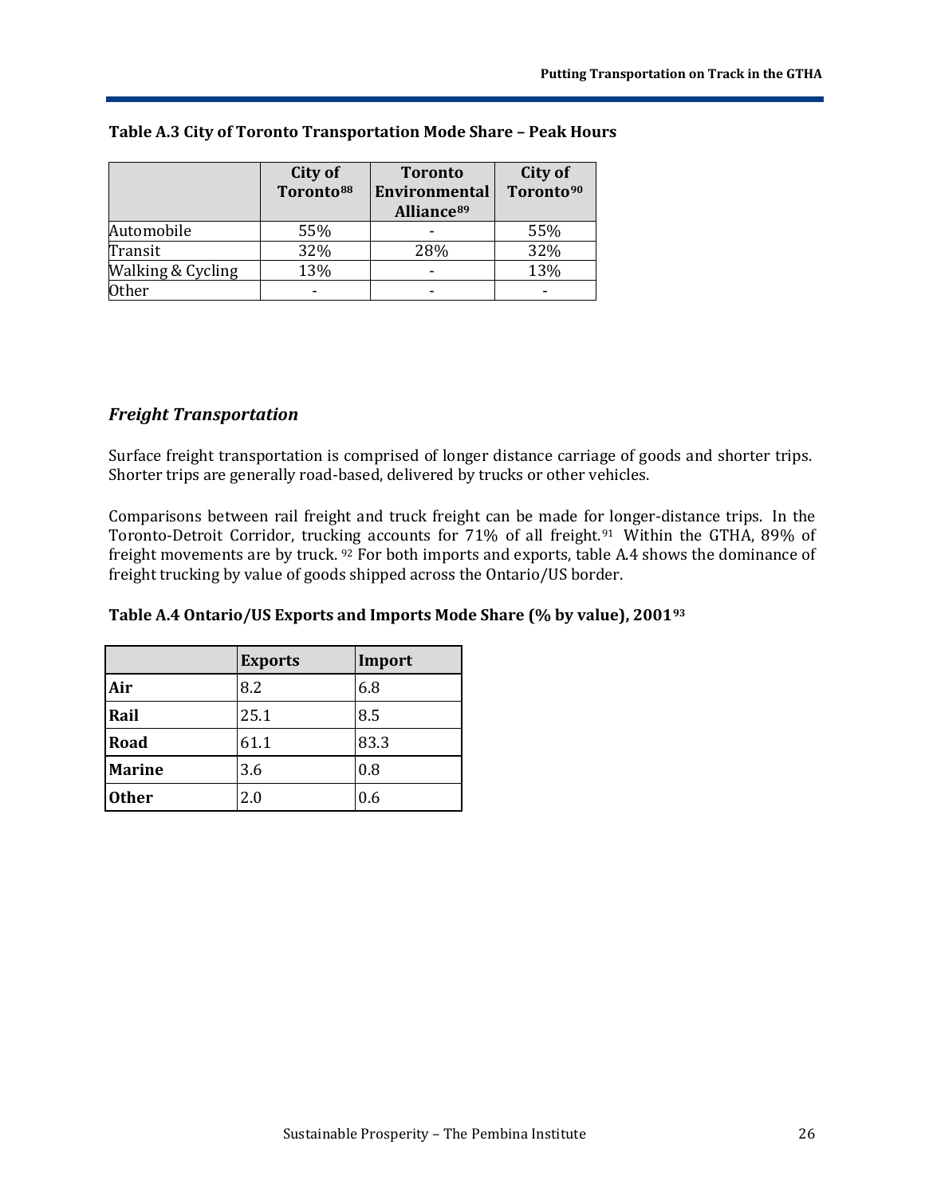**Table A.3 City of Toronto Transportation Mode Share – Peak Hours**

| | City of Toronto[88] | Toronto Environmental Alliance[89] | City of Toronto[90] |
|---|---|---|---|
| Automobile | 55% | - | 55% |
| Transit | 32% | 28% | 32% |
| Walking & Cycling | 13% | - | 13% |
| Other | - | - | - |

### *Freight Transportation*

Surface freight transportation is comprised of longer distance carriage of goods and shorter trips. Shorter trips are generally road-based, delivered by trucks or other vehicles.

Comparisons between rail freight and truck freight can be made for longer-distance trips. In the Toronto-Detroit Corridor, trucking accounts for 71% of all freight.[91] Within the GTHA, 89% of freight movements are by truck.[92] For both imports and exports, table A.4 shows the dominance of freight trucking by value of goods shipped across the Ontario/US border.

**Table A.4 Ontario/US Exports and Imports Mode Share (% by value), 2001[93]**

| | Exports | Import |
|---|---|---|
| **Air** | 8.2 | 6.8 |
| **Rail** | 25.1 | 8.5 |
| **Road** | 61.1 | 83.3 |
| **Marine** | 3.6 | 0.8 |
| **Other** | 2.0 | 0.6 |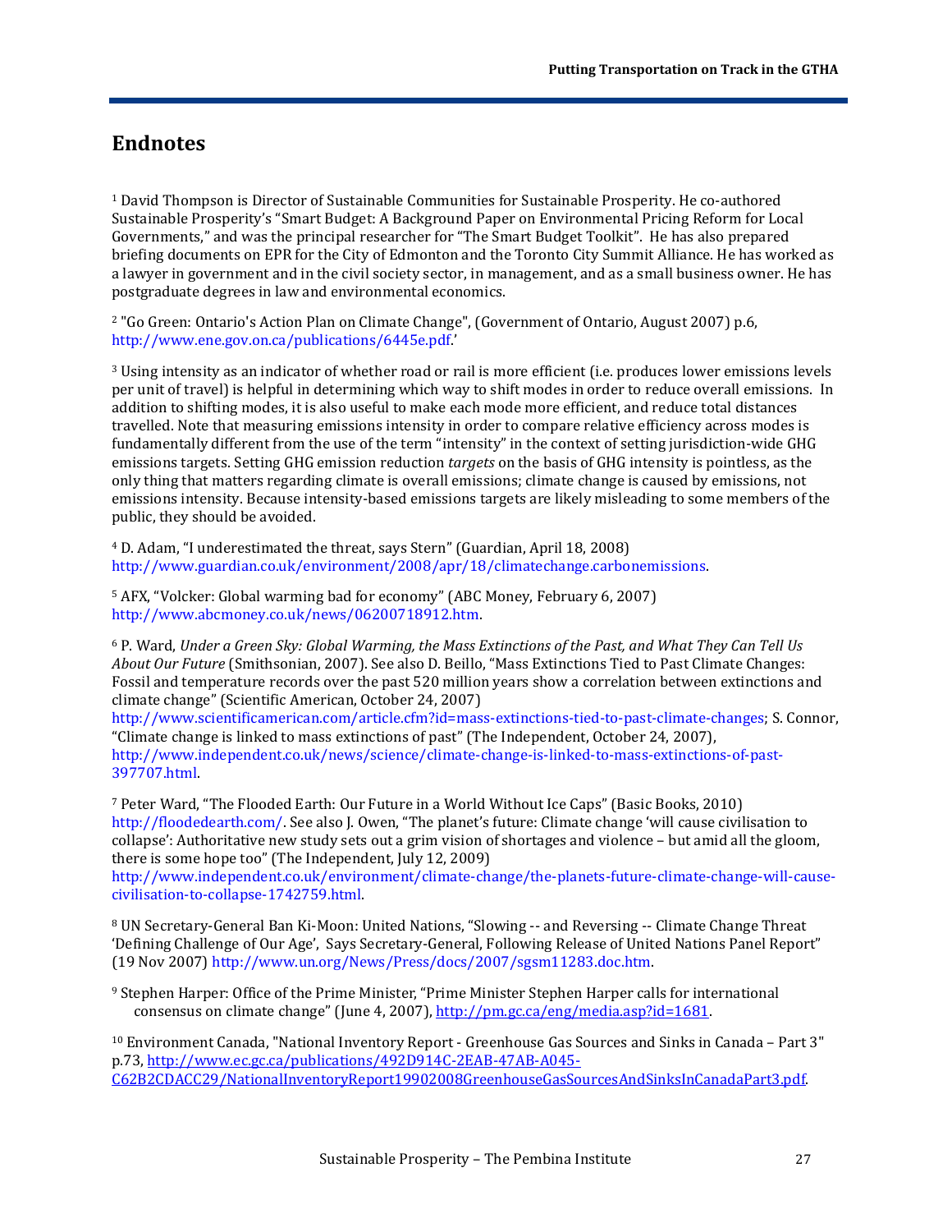# Endnotes

[1] David Thompson is Director of Sustainable Communities for Sustainable Prosperity. He co-authored Sustainable Prosperity's "Smart Budget: A Background Paper on Environmental Pricing Reform for Local Governments," and was the principal researcher for "The Smart Budget Toolkit". He has also prepared briefing documents on EPR for the City of Edmonton and the Toronto City Summit Alliance. He has worked as a lawyer in government and in the civil society sector, in management, and as a small business owner. He has postgraduate degrees in law and environmental economics.

[2] "Go Green: Ontario's Action Plan on Climate Change", (Government of Ontario, August 2007) p.6, http://www.ene.gov.on.ca/publications/6445e.pdf.'

[3] Using intensity as an indicator of whether road or rail is more efficient (i.e. produces lower emissions levels per unit of travel) is helpful in determining which way to shift modes in order to reduce overall emissions. In addition to shifting modes, it is also useful to make each mode more efficient, and reduce total distances travelled. Note that measuring emissions intensity in order to compare relative efficiency across modes is fundamentally different from the use of the term "intensity" in the context of setting jurisdiction-wide GHG emissions targets. Setting GHG emission reduction *targets* on the basis of GHG intensity is pointless, as the only thing that matters regarding climate is overall emissions; climate change is caused by emissions, not emissions intensity. Because intensity-based emissions targets are likely misleading to some members of the public, they should be avoided.

[4] D. Adam, "I underestimated the threat, says Stern" (Guardian, April 18, 2008) http://www.guardian.co.uk/environment/2008/apr/18/climatechange.carbonemissions.

[5] AFX, "Volcker: Global warming bad for economy" (ABC Money, February 6, 2007) http://www.abcmoney.co.uk/news/06200718912.htm.

[6] P. Ward, *Under a Green Sky: Global Warming, the Mass Extinctions of the Past, and What They Can Tell Us About Our Future* (Smithsonian, 2007). See also D. Beillo, "Mass Extinctions Tied to Past Climate Changes: Fossil and temperature records over the past 520 million years show a correlation between extinctions and climate change" (Scientific American, October 24, 2007) http://www.scientificamerican.com/article.cfm?id=mass-extinctions-tied-to-past-climate-changes; S. Connor, "Climate change is linked to mass extinctions of past" (The Independent, October 24, 2007), http://www.independent.co.uk/news/science/climate-change-is-linked-to-mass-extinctions-of-past-397707.html.

[7] Peter Ward, "The Flooded Earth: Our Future in a World Without Ice Caps" (Basic Books, 2010) http://floodedearth.com/. See also J. Owen, "The planet's future: Climate change 'will cause civilisation to collapse': Authoritative new study sets out a grim vision of shortages and violence – but amid all the gloom, there is some hope too" (The Independent, July 12, 2009) http://www.independent.co.uk/environment/climate-change/the-planets-future-climate-change-will-cause-civilisation-to-collapse-1742759.html.

[8] UN Secretary-General Ban Ki-Moon: United Nations, "Slowing -- and Reversing -- Climate Change Threat 'Defining Challenge of Our Age', Says Secretary-General, Following Release of United Nations Panel Report" (19 Nov 2007) http://www.un.org/News/Press/docs/2007/sgsm11283.doc.htm.

[9] Stephen Harper: Office of the Prime Minister, "Prime Minister Stephen Harper calls for international consensus on climate change" (June 4, 2007), http://pm.gc.ca/eng/media.asp?id=1681.

[10] Environment Canada, "National Inventory Report - Greenhouse Gas Sources and Sinks in Canada – Part 3" p.73, http://www.ec.gc.ca/publications/492D914C-2EAB-47AB-A045-C62B2CDACC29/NationalInventoryReport19902008GreenhouseGasSourcesAndSinksInCanadaPart3.pdf.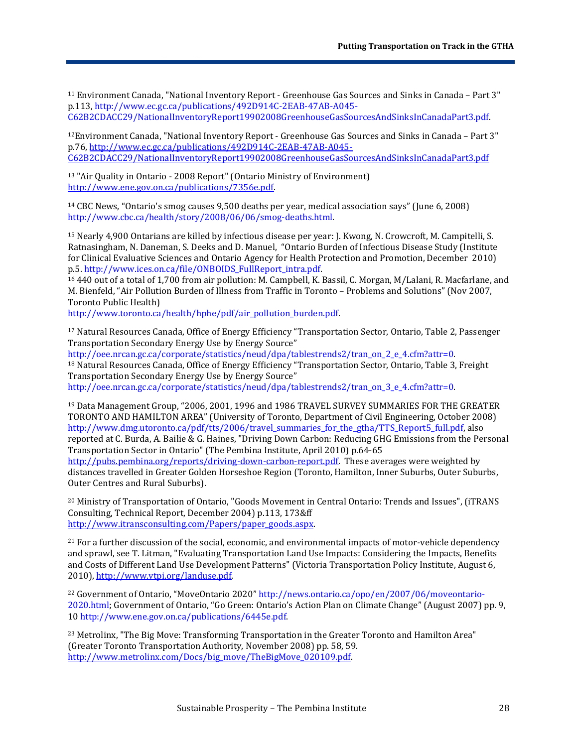[11] Environment Canada, "National Inventory Report - Greenhouse Gas Sources and Sinks in Canada – Part 3" p.113, http://www.ec.gc.ca/publications/492D914C-2EAB-47AB-A045-C62B2CDACC29/NationalInventoryReport19902008GreenhouseGasSourcesAndSinksInCanadaPart3.pdf.

[12] Environment Canada, "National Inventory Report - Greenhouse Gas Sources and Sinks in Canada – Part 3" p.76, http://www.ec.gc.ca/publications/492D914C-2EAB-47AB-A045-C62B2CDACC29/NationalInventoryReport19902008GreenhouseGasSourcesAndSinksInCanadaPart3.pdf

[13] "Air Quality in Ontario - 2008 Report" (Ontario Ministry of Environment) http://www.ene.gov.on.ca/publications/7356e.pdf.

[14] CBC News, "Ontario's smog causes 9,500 deaths per year, medical association says" (June 6, 2008) http://www.cbc.ca/health/story/2008/06/06/smog-deaths.html.

[15] Nearly 4,900 Ontarians are killed by infectious disease per year: J. Kwong, N. Crowcroft, M. Campitelli, S. Ratnasingham, N. Daneman, S. Deeks and D. Manuel, "Ontario Burden of Infectious Disease Study (Institute for Clinical Evaluative Sciences and Ontario Agency for Health Protection and Promotion, December 2010) p.5. http://www.ices.on.ca/file/ONBOIDS_FullReport_intra.pdf.

[16] 440 out of a total of 1,700 from air pollution: M. Campbell, K. Bassil, C. Morgan, M/Lalani, R. Macfarlane, and M. Bienfeld, "Air Pollution Burden of Illness from Traffic in Toronto – Problems and Solutions" (Nov 2007, Toronto Public Health) http://www.toronto.ca/health/hphe/pdf/air_pollution_burden.pdf.

[17] Natural Resources Canada, Office of Energy Efficiency "Transportation Sector, Ontario, Table 2, Passenger Transportation Secondary Energy Use by Energy Source" http://oee.nrcan.gc.ca/corporate/statistics/neud/dpa/tablestrends2/tran_on_2_e_4.cfm?attr=0.

[18] Natural Resources Canada, Office of Energy Efficiency "Transportation Sector, Ontario, Table 3, Freight Transportation Secondary Energy Use by Energy Source" http://oee.nrcan.gc.ca/corporate/statistics/neud/dpa/tablestrends2/tran_on_3_e_4.cfm?attr=0.

[19] Data Management Group, "2006, 2001, 1996 and 1986 TRAVEL SURVEY SUMMARIES FOR THE GREATER TORONTO AND HAMILTON AREA" (University of Toronto, Department of Civil Engineering, October 2008) http://www.dmg.utoronto.ca/pdf/tts/2006/travel_summaries_for_the_gtha/TTS_Report5_full.pdf, also reported at C. Burda, A. Bailie & G. Haines, "Driving Down Carbon: Reducing GHG Emissions from the Personal Transportation Sector in Ontario" (The Pembina Institute, April 2010) p.64-65 http://pubs.pembina.org/reports/driving-down-carbon-report.pdf. These averages were weighted by distances travelled in Greater Golden Horseshoe Region (Toronto, Hamilton, Inner Suburbs, Outer Suburbs, Outer Centres and Rural Suburbs).

[20] Ministry of Transportation of Ontario, "Goods Movement in Central Ontario: Trends and Issues", (iTRANS Consulting, Technical Report, December 2004) p.113, 173&ff http://www.itransconsulting.com/Papers/paper_goods.aspx.

[21] For a further discussion of the social, economic, and environmental impacts of motor-vehicle dependency and sprawl, see T. Litman, "Evaluating Transportation Land Use Impacts: Considering the Impacts, Benefits and Costs of Different Land Use Development Patterns" (Victoria Transportation Policy Institute, August 6, 2010), http://www.vtpi.org/landuse.pdf.

[22] Government of Ontario, "MoveOntario 2020" http://news.ontario.ca/opo/en/2007/06/moveontario-2020.html; Government of Ontario, "Go Green: Ontario's Action Plan on Climate Change" (August 2007) pp. 9, 10 http://www.ene.gov.on.ca/publications/6445e.pdf.

[23] Metrolinx, "The Big Move: Transforming Transportation in the Greater Toronto and Hamilton Area" (Greater Toronto Transportation Authority, November 2008) pp. 58, 59. http://www.metrolinx.com/Docs/big_move/TheBigMove_020109.pdf.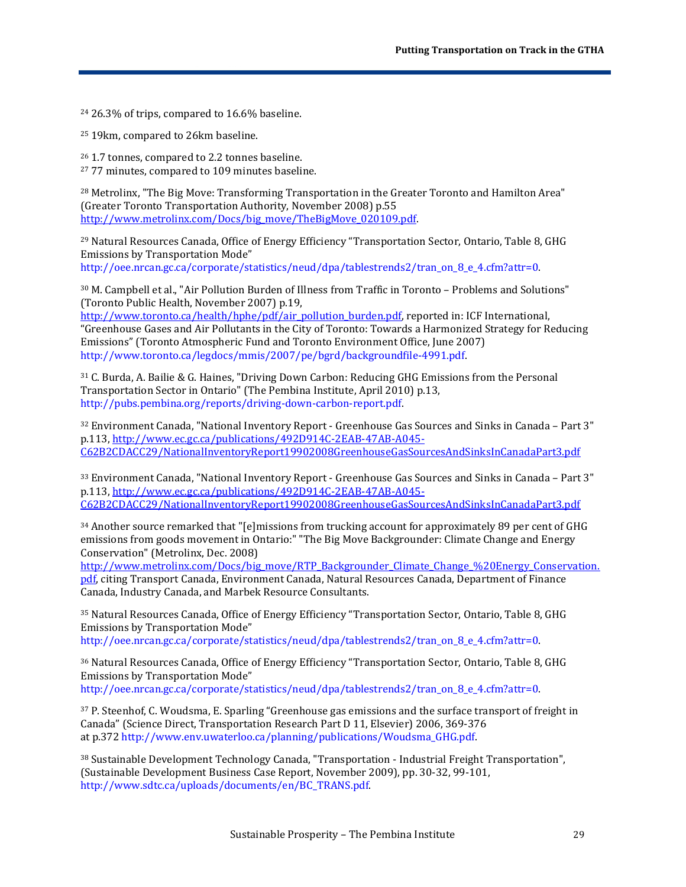[24] 26.3% of trips, compared to 16.6% baseline.

[25] 19km, compared to 26km baseline.

[26] 1.7 tonnes, compared to 2.2 tonnes baseline.

[27] 77 minutes, compared to 109 minutes baseline.

[28] Metrolinx, "The Big Move: Transforming Transportation in the Greater Toronto and Hamilton Area" (Greater Toronto Transportation Authority, November 2008) p.55 http://www.metrolinx.com/Docs/big_move/TheBigMove_020109.pdf.

[29] Natural Resources Canada, Office of Energy Efficiency "Transportation Sector, Ontario, Table 8, GHG Emissions by Transportation Mode" http://oee.nrcan.gc.ca/corporate/statistics/neud/dpa/tablestrends2/tran_on_8_e_4.cfm?attr=0.

[30] M. Campbell et al., "Air Pollution Burden of Illness from Traffic in Toronto – Problems and Solutions" (Toronto Public Health, November 2007) p.19, http://www.toronto.ca/health/hphe/pdf/air_pollution_burden.pdf, reported in: ICF International, "Greenhouse Gases and Air Pollutants in the City of Toronto: Towards a Harmonized Strategy for Reducing Emissions" (Toronto Atmospheric Fund and Toronto Environment Office, June 2007) http://www.toronto.ca/legdocs/mmis/2007/pe/bgrd/backgroundfile-4991.pdf.

[31] C. Burda, A. Bailie & G. Haines, "Driving Down Carbon: Reducing GHG Emissions from the Personal Transportation Sector in Ontario" (The Pembina Institute, April 2010) p.13, http://pubs.pembina.org/reports/driving-down-carbon-report.pdf.

[32] Environment Canada, "National Inventory Report - Greenhouse Gas Sources and Sinks in Canada – Part 3" p.113, http://www.ec.gc.ca/publications/492D914C-2EAB-47AB-A045-C62B2CDACC29/NationalInventoryReport19902008GreenhouseGasSourcesAndSinksInCanadaPart3.pdf

[33] Environment Canada, "National Inventory Report - Greenhouse Gas Sources and Sinks in Canada – Part 3" p.113, http://www.ec.gc.ca/publications/492D914C-2EAB-47AB-A045-C62B2CDACC29/NationalInventoryReport19902008GreenhouseGasSourcesAndSinksInCanadaPart3.pdf

[34] Another source remarked that "[e]missions from trucking account for approximately 89 per cent of GHG emissions from goods movement in Ontario:" "The Big Move Backgrounder: Climate Change and Energy Conservation" (Metrolinx, Dec. 2008) http://www.metrolinx.com/Docs/big_move/RTP_Backgrounder_Climate_Change_%20Energy_Conservation.pdf, citing Transport Canada, Environment Canada, Natural Resources Canada, Department of Finance Canada, Industry Canada, and Marbek Resource Consultants.

[35] Natural Resources Canada, Office of Energy Efficiency "Transportation Sector, Ontario, Table 8, GHG Emissions by Transportation Mode" http://oee.nrcan.gc.ca/corporate/statistics/neud/dpa/tablestrends2/tran_on_8_e_4.cfm?attr=0.

[36] Natural Resources Canada, Office of Energy Efficiency "Transportation Sector, Ontario, Table 8, GHG Emissions by Transportation Mode" http://oee.nrcan.gc.ca/corporate/statistics/neud/dpa/tablestrends2/tran_on_8_e_4.cfm?attr=0.

[37] P. Steenhof, C. Woudsma, E. Sparling "Greenhouse gas emissions and the surface transport of freight in Canada" (Science Direct, Transportation Research Part D 11, Elsevier) 2006, 369-376 at p.372 http://www.env.uwaterloo.ca/planning/publications/Woudsma_GHG.pdf.

[38] Sustainable Development Technology Canada, "Transportation - Industrial Freight Transportation", (Sustainable Development Business Case Report, November 2009), pp. 30-32, 99-101, http://www.sdtc.ca/uploads/documents/en/BC_TRANS.pdf.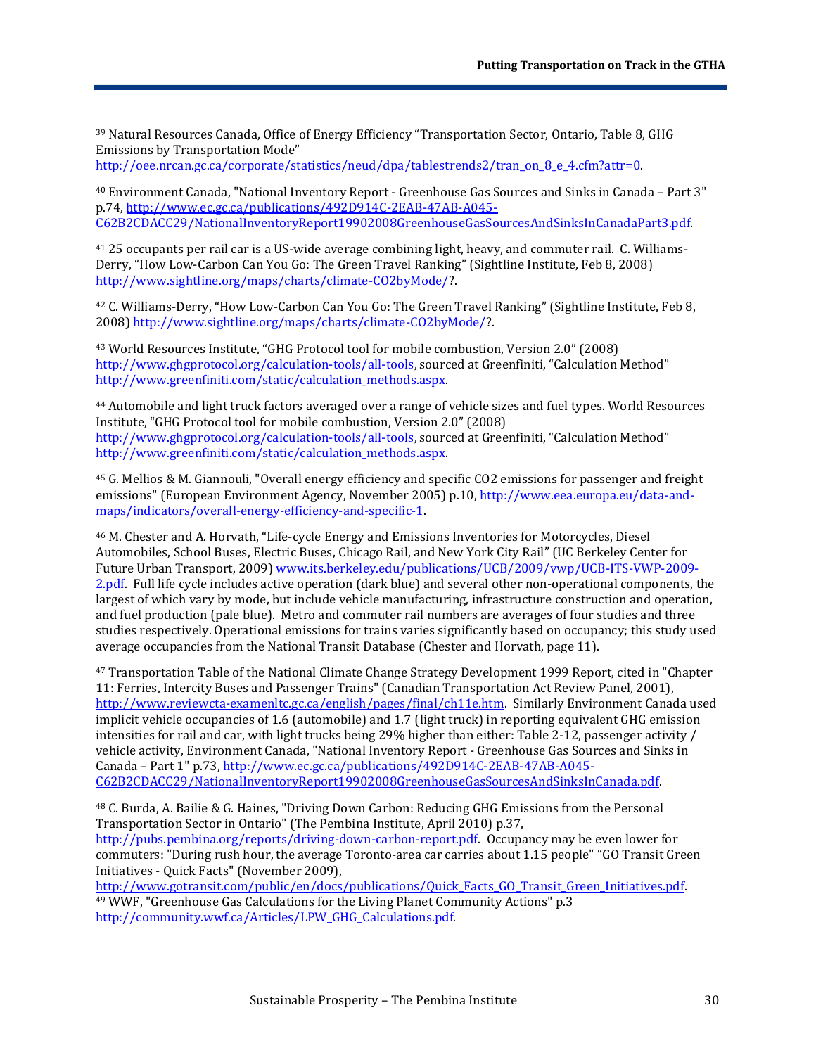[39] Natural Resources Canada, Office of Energy Efficiency "Transportation Sector, Ontario, Table 8, GHG Emissions by Transportation Mode" http://oee.nrcan.gc.ca/corporate/statistics/neud/dpa/tablestrends2/tran_on_8_e_4.cfm?attr=0.

[40] Environment Canada, "National Inventory Report - Greenhouse Gas Sources and Sinks in Canada – Part 3" p.74, http://www.ec.gc.ca/publications/492D914C-2EAB-47AB-A045-C62B2CDACC29/NationalInventoryReport19902008GreenhouseGasSourcesAndSinksInCanadaPart3.pdf.

[41] 25 occupants per rail car is a US-wide average combining light, heavy, and commuter rail. C. Williams-Derry, "How Low-Carbon Can You Go: The Green Travel Ranking" (Sightline Institute, Feb 8, 2008) http://www.sightline.org/maps/charts/climate-CO2byMode/?.

[42] C. Williams-Derry, "How Low-Carbon Can You Go: The Green Travel Ranking" (Sightline Institute, Feb 8, 2008) http://www.sightline.org/maps/charts/climate-CO2byMode/?.

[43] World Resources Institute, "GHG Protocol tool for mobile combustion, Version 2.0" (2008) http://www.ghgprotocol.org/calculation-tools/all-tools, sourced at Greenfiniti, "Calculation Method" http://www.greenfiniti.com/static/calculation_methods.aspx.

[44] Automobile and light truck factors averaged over a range of vehicle sizes and fuel types. World Resources Institute, "GHG Protocol tool for mobile combustion, Version 2.0" (2008) http://www.ghgprotocol.org/calculation-tools/all-tools, sourced at Greenfiniti, "Calculation Method" http://www.greenfiniti.com/static/calculation_methods.aspx.

[45] G. Mellios & M. Giannouli, "Overall energy efficiency and specific CO2 emissions for passenger and freight emissions" (European Environment Agency, November 2005) p.10, http://www.eea.europa.eu/data-and-maps/indicators/overall-energy-efficiency-and-specific-1.

[46] M. Chester and A. Horvath, "Life-cycle Energy and Emissions Inventories for Motorcycles, Diesel Automobiles, School Buses, Electric Buses, Chicago Rail, and New York City Rail" (UC Berkeley Center for Future Urban Transport, 2009) www.its.berkeley.edu/publications/UCB/2009/vwp/UCB-ITS-VWP-2009-2.pdf. Full life cycle includes active operation (dark blue) and several other non-operational components, the largest of which vary by mode, but include vehicle manufacturing, infrastructure construction and operation, and fuel production (pale blue). Metro and commuter rail numbers are averages of four studies and three studies respectively. Operational emissions for trains varies significantly based on occupancy; this study used average occupancies from the National Transit Database (Chester and Horvath, page 11).

[47] Transportation Table of the National Climate Change Strategy Development 1999 Report, cited in "Chapter 11: Ferries, Intercity Buses and Passenger Trains" (Canadian Transportation Act Review Panel, 2001), http://www.reviewcta-examenltc.gc.ca/english/pages/final/ch11e.htm. Similarly Environment Canada used implicit vehicle occupancies of 1.6 (automobile) and 1.7 (light truck) in reporting equivalent GHG emission intensities for rail and car, with light trucks being 29% higher than either: Table 2-12, passenger activity / vehicle activity, Environment Canada, "National Inventory Report - Greenhouse Gas Sources and Sinks in Canada – Part 1" p.73, http://www.ec.gc.ca/publications/492D914C-2EAB-47AB-A045-C62B2CDACC29/NationalInventoryReport19902008GreenhouseGasSourcesAndSinksInCanada.pdf.

[48] C. Burda, A. Bailie & G. Haines, "Driving Down Carbon: Reducing GHG Emissions from the Personal Transportation Sector in Ontario" (The Pembina Institute, April 2010) p.37, http://pubs.pembina.org/reports/driving-down-carbon-report.pdf. Occupancy may be even lower for commuters: "During rush hour, the average Toronto-area car carries about 1.15 people" "GO Transit Green Initiatives - Quick Facts" (November 2009), http://www.gotransit.com/public/en/docs/publications/Quick_Facts_GO_Transit_Green_Initiatives.pdf.

[49] WWF, "Greenhouse Gas Calculations for the Living Planet Community Actions" p.3 http://community.wwf.ca/Articles/LPW_GHG_Calculations.pdf.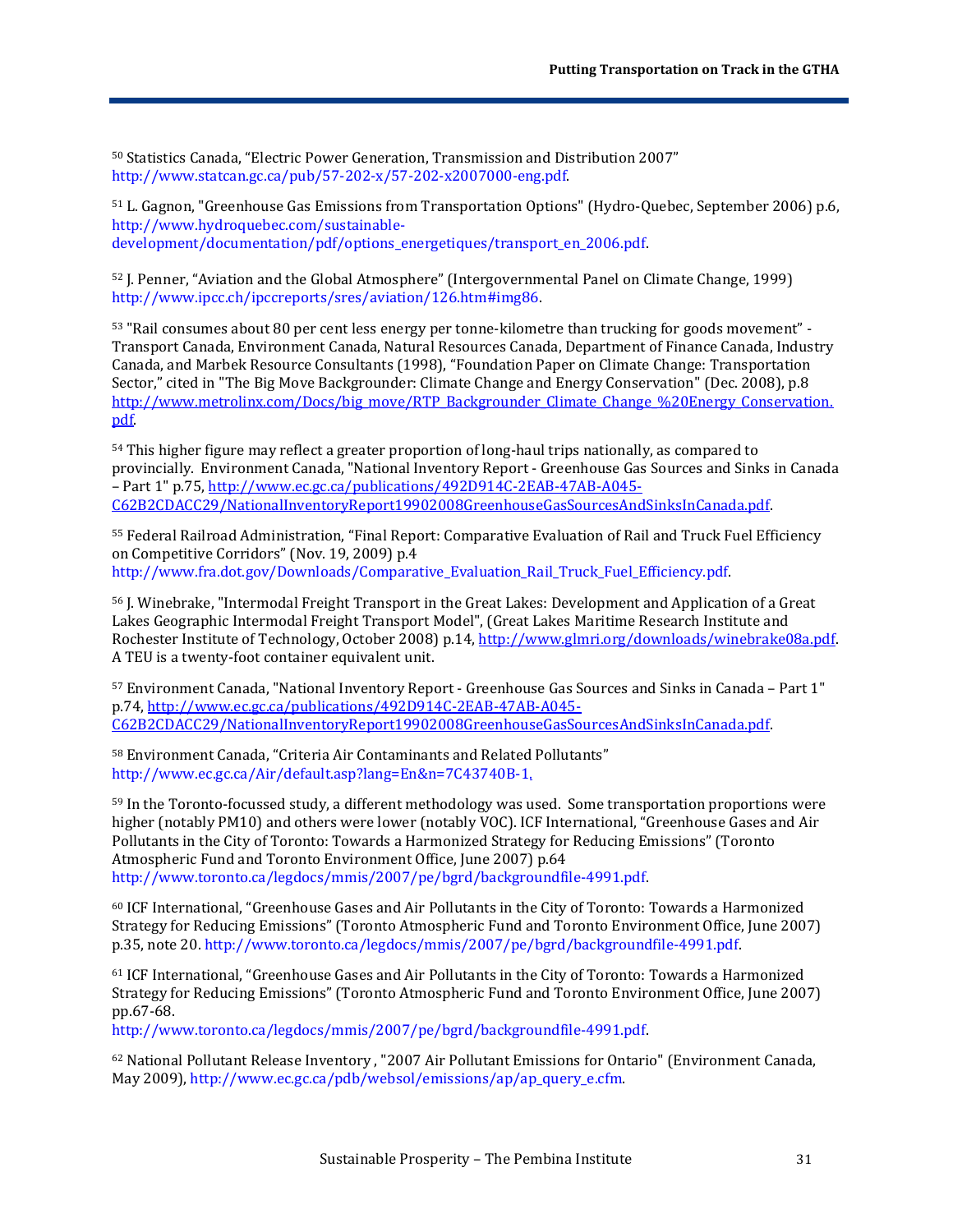[50] Statistics Canada, "Electric Power Generation, Transmission and Distribution 2007" http://www.statcan.gc.ca/pub/57-202-x/57-202-x2007000-eng.pdf.

[51] L. Gagnon, "Greenhouse Gas Emissions from Transportation Options" (Hydro-Quebec, September 2006) p.6, http://www.hydroquebec.com/sustainable-development/documentation/pdf/options_energetiques/transport_en_2006.pdf.

[52] J. Penner, "Aviation and the Global Atmosphere" (Intergovernmental Panel on Climate Change, 1999) http://www.ipcc.ch/ipccreports/sres/aviation/126.htm#img86.

[53] "Rail consumes about 80 per cent less energy per tonne-kilometre than trucking for goods movement" - Transport Canada, Environment Canada, Natural Resources Canada, Department of Finance Canada, Industry Canada, and Marbek Resource Consultants (1998), "Foundation Paper on Climate Change: Transportation Sector," cited in "The Big Move Backgrounder: Climate Change and Energy Conservation" (Dec. 2008), p.8 http://www.metrolinx.com/Docs/big_move/RTP_Backgrounder_Climate_Change_%20Energy_Conservation.pdf.

[54] This higher figure may reflect a greater proportion of long-haul trips nationally, as compared to provincially. Environment Canada, "National Inventory Report - Greenhouse Gas Sources and Sinks in Canada – Part 1" p.75, http://www.ec.gc.ca/publications/492D914C-2EAB-47AB-A045-C62B2CDACC29/NationalInventoryReport19902008GreenhouseGasSourcesAndSinksInCanada.pdf.

[55] Federal Railroad Administration, "Final Report: Comparative Evaluation of Rail and Truck Fuel Efficiency on Competitive Corridors" (Nov. 19, 2009) p.4 http://www.fra.dot.gov/Downloads/Comparative_Evaluation_Rail_Truck_Fuel_Efficiency.pdf.

[56] J. Winebrake, "Intermodal Freight Transport in the Great Lakes: Development and Application of a Great Lakes Geographic Intermodal Freight Transport Model", (Great Lakes Maritime Research Institute and Rochester Institute of Technology, October 2008) p.14, http://www.glmri.org/downloads/winebrake08a.pdf. A TEU is a twenty-foot container equivalent unit.

[57] Environment Canada, "National Inventory Report - Greenhouse Gas Sources and Sinks in Canada – Part 1" p.74, http://www.ec.gc.ca/publications/492D914C-2EAB-47AB-A045-C62B2CDACC29/NationalInventoryReport19902008GreenhouseGasSourcesAndSinksInCanada.pdf.

[58] Environment Canada, "Criteria Air Contaminants and Related Pollutants" http://www.ec.gc.ca/Air/default.asp?lang=En&n=7C43740B-1.

[59] In the Toronto-focussed study, a different methodology was used. Some transportation proportions were higher (notably PM10) and others were lower (notably VOC). ICF International, "Greenhouse Gases and Air Pollutants in the City of Toronto: Towards a Harmonized Strategy for Reducing Emissions" (Toronto Atmospheric Fund and Toronto Environment Office, June 2007) p.64 http://www.toronto.ca/legdocs/mmis/2007/pe/bgrd/backgroundfile-4991.pdf.

[60] ICF International, "Greenhouse Gases and Air Pollutants in the City of Toronto: Towards a Harmonized Strategy for Reducing Emissions" (Toronto Atmospheric Fund and Toronto Environment Office, June 2007) p.35, note 20. http://www.toronto.ca/legdocs/mmis/2007/pe/bgrd/backgroundfile-4991.pdf.

[61] ICF International, "Greenhouse Gases and Air Pollutants in the City of Toronto: Towards a Harmonized Strategy for Reducing Emissions" (Toronto Atmospheric Fund and Toronto Environment Office, June 2007) pp.67-68. http://www.toronto.ca/legdocs/mmis/2007/pe/bgrd/backgroundfile-4991.pdf.

[62] National Pollutant Release Inventory , "2007 Air Pollutant Emissions for Ontario" (Environment Canada, May 2009), http://www.ec.gc.ca/pdb/websol/emissions/ap/ap_query_e.cfm.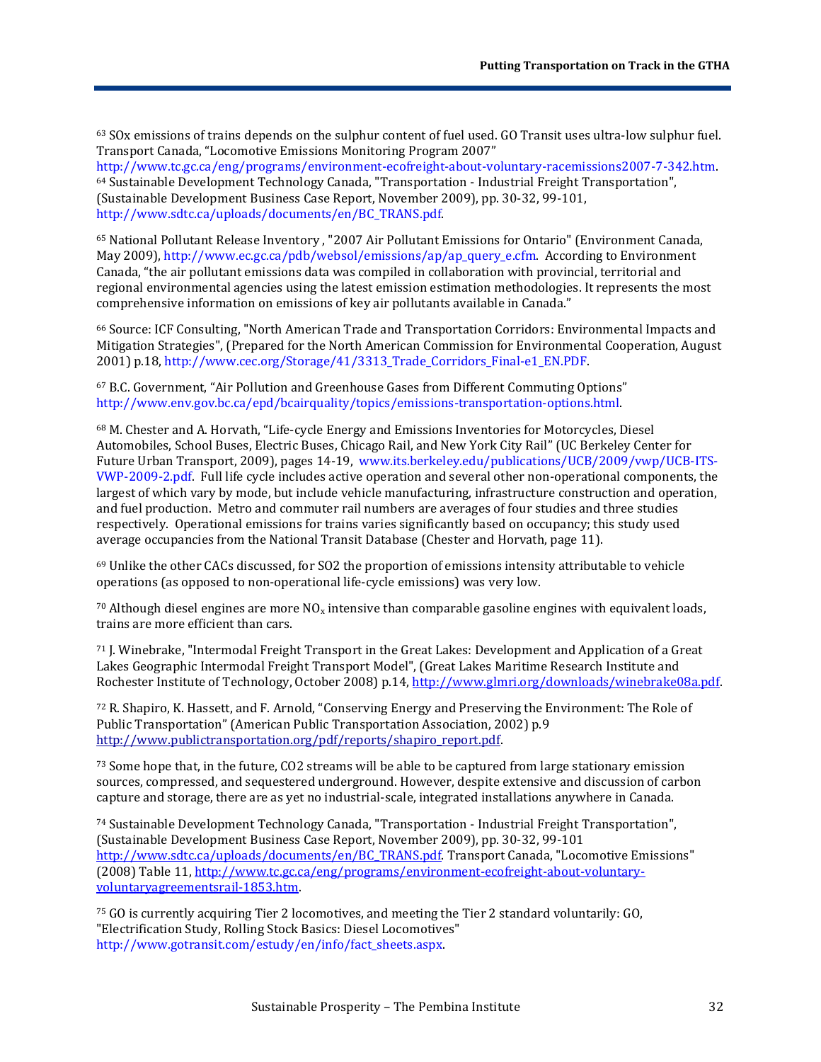[63] SOx emissions of trains depends on the sulphur content of fuel used. GO Transit uses ultra-low sulphur fuel. Transport Canada, "Locomotive Emissions Monitoring Program 2007" http://www.tc.gc.ca/eng/programs/environment-ecofreight-about-voluntary-racemissions2007-7-342.htm.

[64] Sustainable Development Technology Canada, "Transportation - Industrial Freight Transportation", (Sustainable Development Business Case Report, November 2009), pp. 30-32, 99-101, http://www.sdtc.ca/uploads/documents/en/BC_TRANS.pdf.

[65] National Pollutant Release Inventory , "2007 Air Pollutant Emissions for Ontario" (Environment Canada, May 2009), http://www.ec.gc.ca/pdb/websol/emissions/ap/ap_query_e.cfm. According to Environment Canada, "the air pollutant emissions data was compiled in collaboration with provincial, territorial and regional environmental agencies using the latest emission estimation methodologies. It represents the most comprehensive information on emissions of key air pollutants available in Canada."

[66] Source: ICF Consulting, "North American Trade and Transportation Corridors: Environmental Impacts and Mitigation Strategies", (Prepared for the North American Commission for Environmental Cooperation, August 2001) p.18, http://www.cec.org/Storage/41/3313_Trade_Corridors_Final-e1_EN.PDF.

[67] B.C. Government, "Air Pollution and Greenhouse Gases from Different Commuting Options" http://www.env.gov.bc.ca/epd/bcairquality/topics/emissions-transportation-options.html.

[68] M. Chester and A. Horvath, "Life-cycle Energy and Emissions Inventories for Motorcycles, Diesel Automobiles, School Buses, Electric Buses, Chicago Rail, and New York City Rail" (UC Berkeley Center for Future Urban Transport, 2009), pages 14-19, www.its.berkeley.edu/publications/UCB/2009/vwp/UCB-ITS-VWP-2009-2.pdf. Full life cycle includes active operation and several other non-operational components, the largest of which vary by mode, but include vehicle manufacturing, infrastructure construction and operation, and fuel production. Metro and commuter rail numbers are averages of four studies and three studies respectively. Operational emissions for trains varies significantly based on occupancy; this study used average occupancies from the National Transit Database (Chester and Horvath, page 11).

[69] Unlike the other CACs discussed, for SO2 the proportion of emissions intensity attributable to vehicle operations (as opposed to non-operational life-cycle emissions) was very low.

[70] Although diesel engines are more $NO_x$ intensive than comparable gasoline engines with equivalent loads, trains are more efficient than cars.

[71] J. Winebrake, "Intermodal Freight Transport in the Great Lakes: Development and Application of a Great Lakes Geographic Intermodal Freight Transport Model", (Great Lakes Maritime Research Institute and Rochester Institute of Technology, October 2008) p.14, http://www.glmri.org/downloads/winebrake08a.pdf.

[72] R. Shapiro, K. Hassett, and F. Arnold, "Conserving Energy and Preserving the Environment: The Role of Public Transportation" (American Public Transportation Association, 2002) p.9 http://www.publictransportation.org/pdf/reports/shapiro_report.pdf.

[73] Some hope that, in the future, CO2 streams will be able to be captured from large stationary emission sources, compressed, and sequestered underground. However, despite extensive and discussion of carbon capture and storage, there are as yet no industrial-scale, integrated installations anywhere in Canada.

[74] Sustainable Development Technology Canada, "Transportation - Industrial Freight Transportation", (Sustainable Development Business Case Report, November 2009), pp. 30-32, 99-101 http://www.sdtc.ca/uploads/documents/en/BC_TRANS.pdf. Transport Canada, "Locomotive Emissions" (2008) Table 11, http://www.tc.gc.ca/eng/programs/environment-ecofreight-about-voluntary-voluntaryagreementsrail-1853.htm.

[75] GO is currently acquiring Tier 2 locomotives, and meeting the Tier 2 standard voluntarily: GO, "Electrification Study, Rolling Stock Basics: Diesel Locomotives" http://www.gotransit.com/estudy/en/info/fact_sheets.aspx.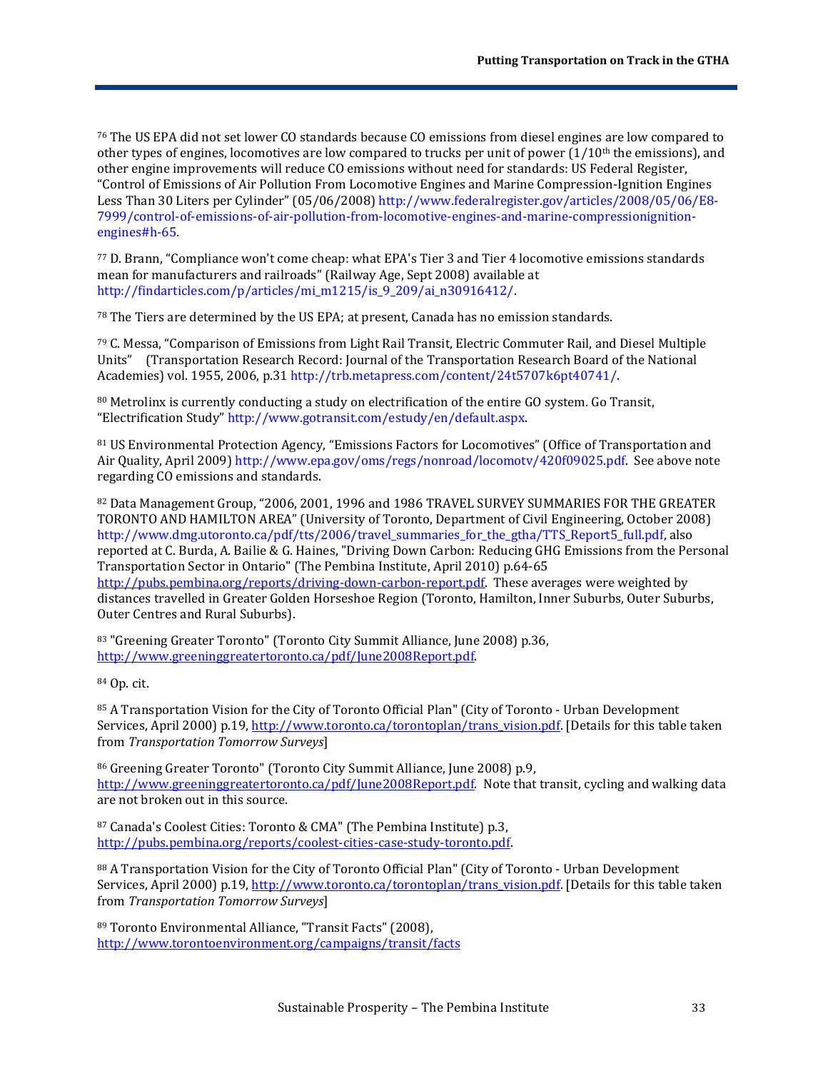[76] The US EPA did not set lower CO standards because CO emissions from diesel engines are low compared to other types of engines, locomotives are low compared to trucks per unit of power (1/10th the emissions), and other engine improvements will reduce CO emissions without need for standards: US Federal Register, "Control of Emissions of Air Pollution From Locomotive Engines and Marine Compression-Ignition Engines Less Than 30 Liters per Cylinder" (05/06/2008) http://www.federalregister.gov/articles/2008/05/06/E8-7999/control-of-emissions-of-air-pollution-from-locomotive-engines-and-marine-compressionignition-engines#h-65.

[77] D. Brann, "Compliance won't come cheap: what EPA's Tier 3 and Tier 4 locomotive emissions standards mean for manufacturers and railroads" (Railway Age, Sept 2008) available at http://findarticles.com/p/articles/mi_m1215/is_9_209/ai_n30916412/.

[78] The Tiers are determined by the US EPA; at present, Canada has no emission standards.

[79] C. Messa, "Comparison of Emissions from Light Rail Transit, Electric Commuter Rail, and Diesel Multiple Units" (Transportation Research Record: Journal of the Transportation Research Board of the National Academies) vol. 1955, 2006, p.31 http://trb.metapress.com/content/24t5707k6pt40741/.

[80] Metrolinx is currently conducting a study on electrification of the entire GO system. Go Transit, "Electrification Study" http://www.gotransit.com/estudy/en/default.aspx.

[81] US Environmental Protection Agency, "Emissions Factors for Locomotives" (Office of Transportation and Air Quality, April 2009) http://www.epa.gov/oms/regs/nonroad/locomotv/420f09025.pdf. See above note regarding CO emissions and standards.

[82] Data Management Group, "2006, 2001, 1996 and 1986 TRAVEL SURVEY SUMMARIES FOR THE GREATER TORONTO AND HAMILTON AREA" (University of Toronto, Department of Civil Engineering, October 2008) http://www.dmg.utoronto.ca/pdf/tts/2006/travel_summaries_for_the_gtha/TTS_Report5_full.pdf, also reported at C. Burda, A. Bailie & G. Haines, "Driving Down Carbon: Reducing GHG Emissions from the Personal Transportation Sector in Ontario" (The Pembina Institute, April 2010) p.64-65 http://pubs.pembina.org/reports/driving-down-carbon-report.pdf. These averages were weighted by distances travelled in Greater Golden Horseshoe Region (Toronto, Hamilton, Inner Suburbs, Outer Suburbs, Outer Centres and Rural Suburbs).

[83] "Greening Greater Toronto" (Toronto City Summit Alliance, June 2008) p.36, http://www.greeninggreatertoronto.ca/pdf/June2008Report.pdf.

[84] Op. cit.

[85] A Transportation Vision for the City of Toronto Official Plan" (City of Toronto - Urban Development Services, April 2000) p.19, http://www.toronto.ca/torontoplan/trans_vision.pdf. [Details for this table taken from *Transportation Tomorrow Surveys*]

[86] Greening Greater Toronto" (Toronto City Summit Alliance, June 2008) p.9, http://www.greeninggreatertoronto.ca/pdf/June2008Report.pdf. Note that transit, cycling and walking data are not broken out in this source.

[87] Canada's Coolest Cities: Toronto & CMA" (The Pembina Institute) p.3, http://pubs.pembina.org/reports/coolest-cities-case-study-toronto.pdf.

[88] A Transportation Vision for the City of Toronto Official Plan" (City of Toronto - Urban Development Services, April 2000) p.19, http://www.toronto.ca/torontoplan/trans_vision.pdf. [Details for this table taken from *Transportation Tomorrow Surveys*]

[89] Toronto Environmental Alliance, "Transit Facts" (2008), http://www.torontoenvironment.org/campaigns/transit/facts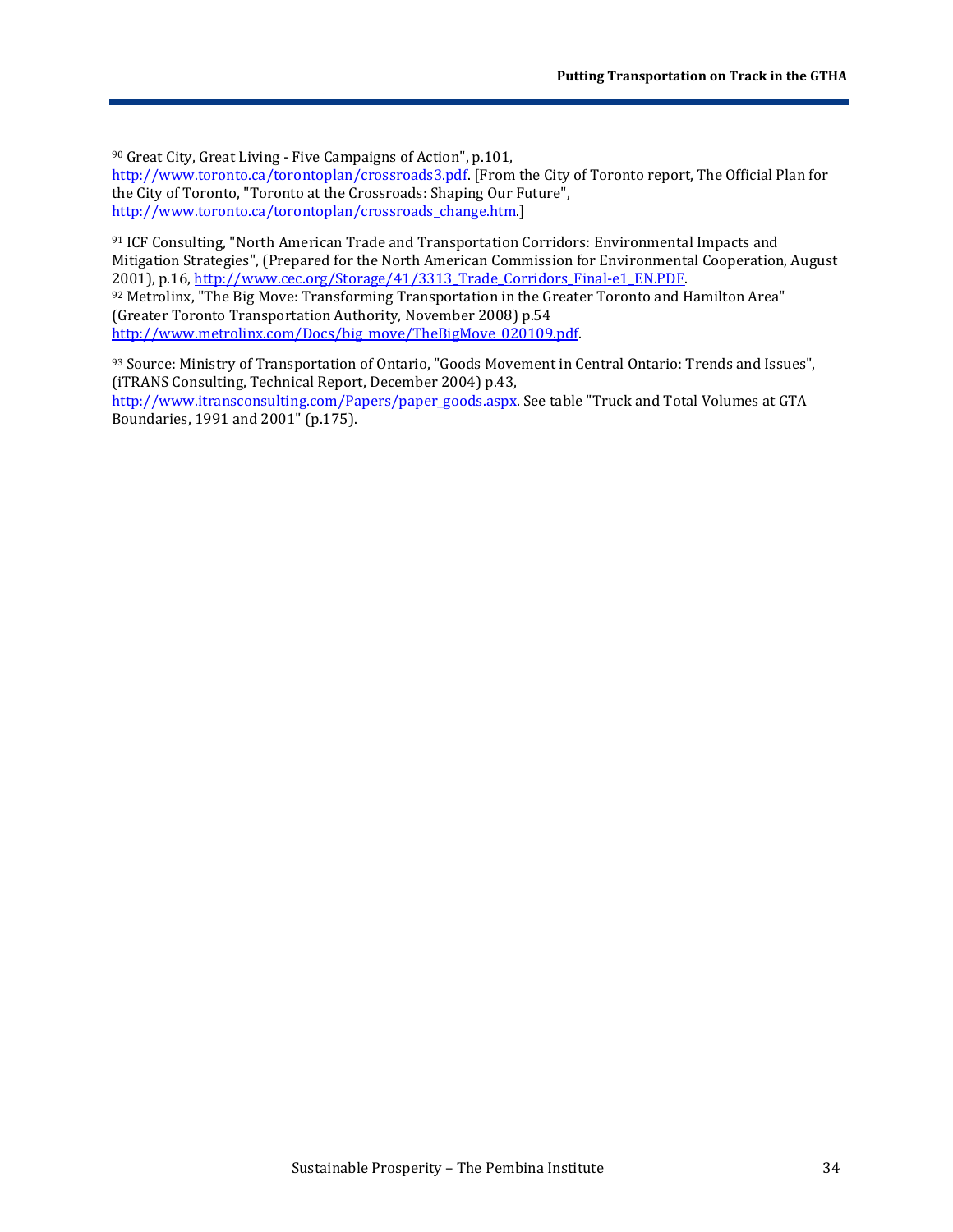[90] Great City, Great Living - Five Campaigns of Action", p.101, http://www.toronto.ca/torontoplan/crossroads3.pdf. [From the City of Toronto report, The Official Plan for the City of Toronto, "Toronto at the Crossroads: Shaping Our Future", http://www.toronto.ca/torontoplan/crossroads_change.htm.]

[91] ICF Consulting, "North American Trade and Transportation Corridors: Environmental Impacts and Mitigation Strategies", (Prepared for the North American Commission for Environmental Cooperation, August 2001), p.16, http://www.cec.org/Storage/41/3313_Trade_Corridors_Final-e1_EN.PDF.

[92] Metrolinx, "The Big Move: Transforming Transportation in the Greater Toronto and Hamilton Area" (Greater Toronto Transportation Authority, November 2008) p.54 http://www.metrolinx.com/Docs/big_move/TheBigMove_020109.pdf.

[93] Source: Ministry of Transportation of Ontario, "Goods Movement in Central Ontario: Trends and Issues", (iTRANS Consulting, Technical Report, December 2004) p.43, http://www.itransconsulting.com/Papers/paper_goods.aspx. See table "Truck and Total Volumes at GTA Boundaries, 1991 and 2001" (p.175).